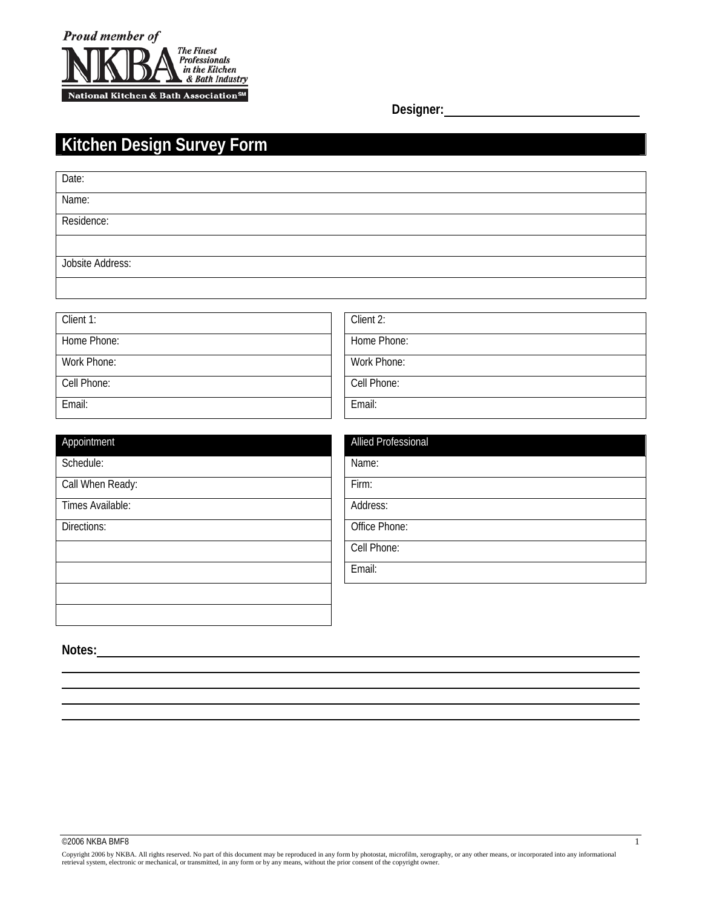Proud member of NKBA The Finest Professionals in the Kitchen & Bath Industry
National Kitchen & Bath Association[SM]

**Designer:** ______________________________

# Kitchen Design Survey Form

| Date: |
|---|
| Name: |
| Residence: |
| |
| Jobsite Address: |
| |

| Client 1: | Client 2: |
|---|---|
| Home Phone: | Home Phone: |
| Work Phone: | Work Phone: |
| Cell Phone: | Cell Phone: |
| Email: | Email: |

| Appointment | Allied Professional |
|---|---|
| Schedule: | Name: |
| Call When Ready: | Firm: |
| Times Available: | Address: |
| Directions: | Office Phone: |
| | Cell Phone: |
| | Email: |
| | |
| | |

**Notes:** ______________________________________________________________

______________________________________________________________

______________________________________________________________

______________________________________________________________

______________________________________________________________

©2006 NKBA BMF8

Copyright 2006 by NKBA. All rights reserved. No part of this document may be reproduced in any form by photostat, microfilm, xerography, or any other means, or incorporated into any informational retrieval system, electronic or mechanical, or transmitted, in any form or by any means, without the prior consent of the copyright owner.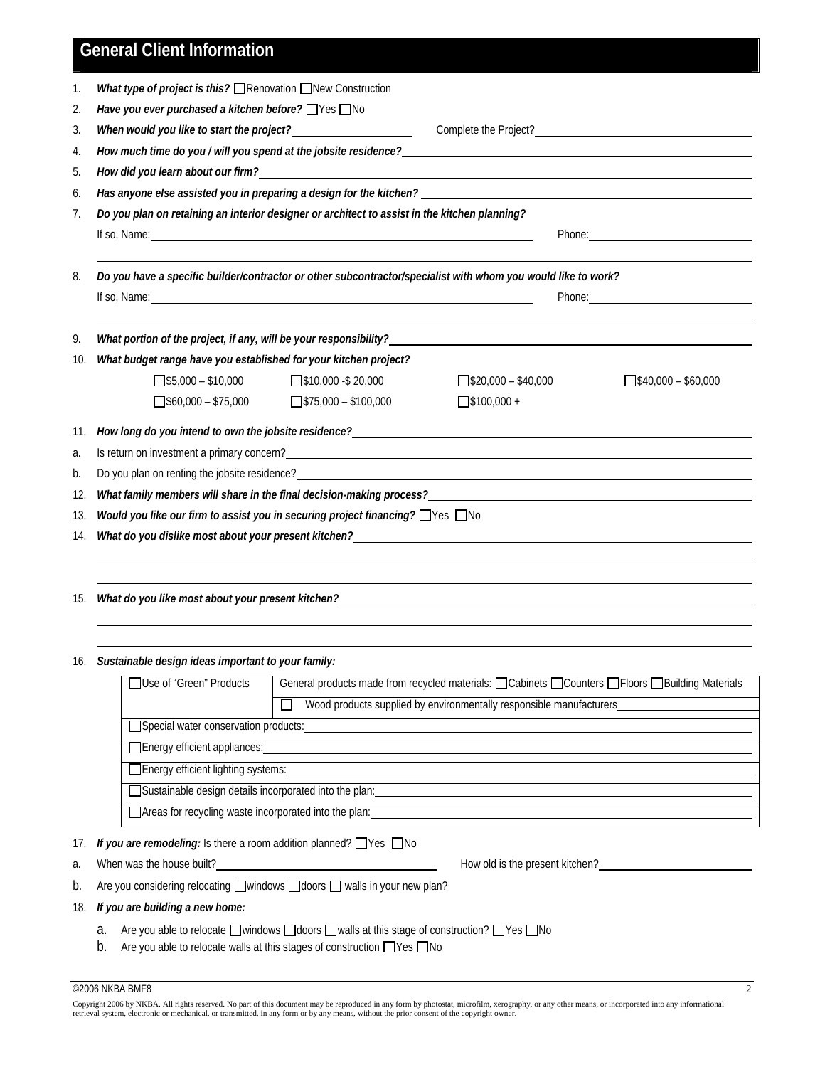# General Client Information

1. ***What type of project is this?*** ☐ Renovation ☐ New Construction
2. ***Have you ever purchased a kitchen before?*** ☐ Yes ☐ No
3. ***When would you like to start the project?*** ____________ Complete the Project? ____________
4. ***How much time do you / will you spend at the jobsite residence?*** ____________
5. ***How did you learn about our firm?*** ____________
6. ***Has anyone else assisted you in preparing a design for the kitchen?*** ____________
7. ***Do you plan on retaining an interior designer or architect to assist in the kitchen planning?***

   If so, Name: ____________ Phone: ____________

8. ***Do you have a specific builder/contractor or other subcontractor/specialist with whom you would like to work?***

   If so, Name: ____________ Phone: ____________

9. ***What portion of the project, if any, will be your responsibility?*** ____________
10. ***What budget range have you established for your kitchen project?***

    ☐ $5,000 – $10,000 ☐ $10,000 -$ 20,000 ☐ $20,000 – $40,000 ☐ $40,000 – $60,000

    ☐ $60,000 – $75,000 ☐ $75,000 – $100,000 ☐ $100,000 +

11. ***How long do you intend to own the jobsite residence?*** ____________

    a. Is return on investment a primary concern? ____________

    b. Do you plan on renting the jobsite residence? ____________

12. ***What family members will share in the final decision-making process?*** ____________
13. ***Would you like our firm to assist you in securing project financing?*** ☐ Yes ☐ No
14. ***What do you dislike most about your present kitchen?*** ____________
15. ***What do you like most about your present kitchen?*** ____________
16. ***Sustainable design ideas important to your family:***

| ☐ Use of "Green" Products | General products made from recycled materials: ☐ Cabinets ☐ Counters ☐ Floors ☐ Building Materials |
|---|---|
| | ☐ Wood products supplied by environmentally responsible manufacturers ____________ |
| ☐ Special water conservation products: ____________ | |
| ☐ Energy efficient appliances: ____________ | |
| ☐ Energy efficient lighting systems: ____________ | |
| ☐ Sustainable design details incorporated into the plan: ____________ | |
| ☐ Areas for recycling waste incorporated into the plan: ____________ | |

17. ***If you are remodeling:*** Is there a room addition planned? ☐ Yes ☐ No

    a. When was the house built? ____________ How old is the present kitchen? ____________

    b. Are you considering relocating ☐ windows ☐ doors ☐ walls in your new plan?

18. ***If you are building a new home:***

    a. Are you able to relocate ☐ windows ☐ doors ☐ walls at this stage of construction? ☐ Yes ☐ No

    b. Are you able to relocate walls at this stages of construction ☐ Yes ☐ No

©2006 NKBA BMF8

Copyright 2006 by NKBA. All rights reserved. No part of this document may be reproduced in any form by photostat, microfilm, xerography, or any other means, or incorporated into any informational retrieval system, electronic or mechanical, or transmitted, in any form or by any means, without the prior consent of the copyright owner.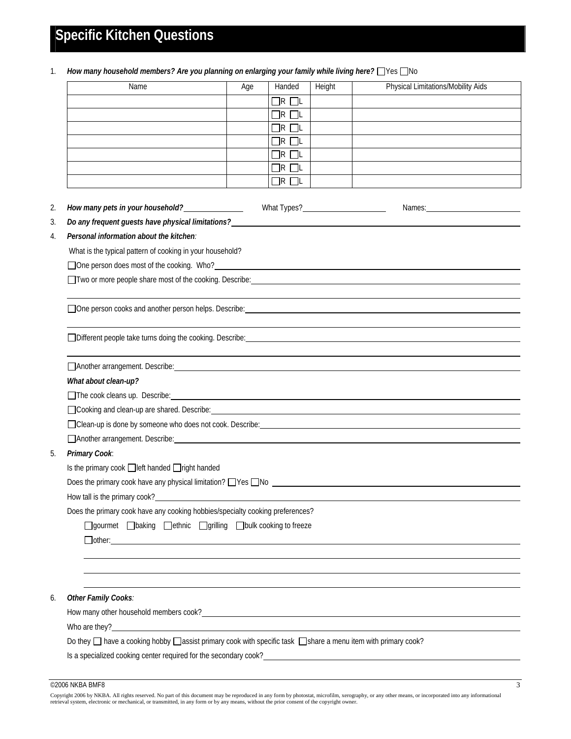# Specific Kitchen Questions

1. ***How many household members? Are you planning on enlarging your family while living here?*** ☐Yes ☐No

| Name | Age | Handed | Height | Physical Limitations/Mobility Aids |
|---|---|---|---|---|
| | | ☐R ☐L | | |
| | | ☐R ☐L | | |
| | | ☐R ☐L | | |
| | | ☐R ☐L | | |
| | | ☐R ☐L | | |
| | | ☐R ☐L | | |
| | | ☐R ☐L | | |

2. ***How many pets in your household?*** ________ What Types? ________ Names: ________
3. ***Do any frequent guests have physical limitations?*** ________
4. ***Personal information about the kitchen:***

   What is the typical pattern of cooking in your household?

   ☐One person does most of the cooking. Who? ________

   ☐Two or more people share most of the cooking. Describe: ________

   ☐One person cooks and another person helps. Describe: ________

   ☐Different people take turns doing the cooking. Describe: ________

   ☐Another arrangement. Describe: ________

   ***What about clean-up?***

   ☐The cook cleans up. Describe: ________

   ☐Cooking and clean-up are shared. Describe: ________

   ☐Clean-up is done by someone who does not cook. Describe: ________

   ☐Another arrangement. Describe: ________

5. ***Primary Cook***:

   Is the primary cook ☐left handed ☐right handed

   Does the primary cook have any physical limitation? ☐Yes ☐No ________

   How tall is the primary cook? ________

   Does the primary cook have any cooking hobbies/specialty cooking preferences?

   ☐gourmet ☐baking ☐ethnic ☐grilling ☐bulk cooking to freeze

   ☐other: ________

6. ***Other Family Cooks:***

   How many other household members cook? ________

   Who are they? ________

   Do they ☐ have a cooking hobby ☐assist primary cook with specific task ☐share a menu item with primary cook?

   Is a specialized cooking center required for the secondary cook? ________

©2006 NKBA BMF8

Copyright 2006 by NKBA. All rights reserved. No part of this document may be reproduced in any form by photostat, microfilm, xerography, or any other means, or incorporated into any informational retrieval system, electronic or mechanical, or transmitted, in any form or by any means, without the prior consent of the copyright owner.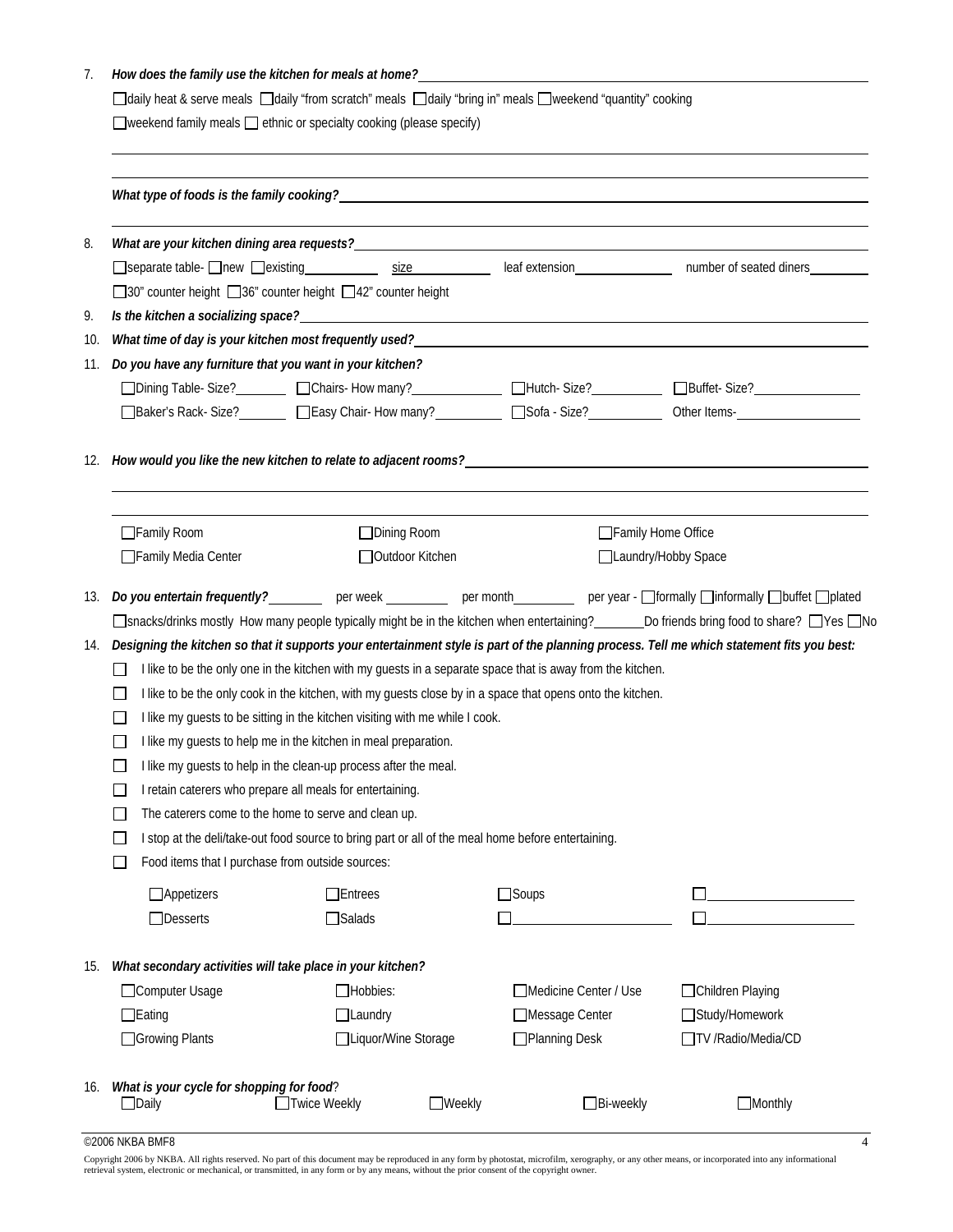7. ***How does the family use the kitchen for meals at home?*** \_\_\_\_\_\_\_\_\_\_\_\_\_\_\_\_\_\_\_\_\_\_\_\_\_\_\_\_\_\_\_\_\_\_\_\_\_\_\_\_

   ☐ daily heat & serve meals ☐ daily "from scratch" meals ☐ daily "bring in" meals ☐ weekend "quantity" cooking

   ☐ weekend family meals ☐ ethnic or specialty cooking (please specify)

   \_\_\_\_\_\_\_\_\_\_\_\_\_\_\_\_\_\_\_\_\_\_\_\_\_\_\_\_\_\_\_\_\_\_\_\_\_\_\_\_\_\_\_\_\_\_\_\_\_\_\_\_\_\_\_\_\_\_\_\_\_\_\_\_\_\_\_\_\_\_\_\_\_\_\_\_\_\_

   \_\_\_\_\_\_\_\_\_\_\_\_\_\_\_\_\_\_\_\_\_\_\_\_\_\_\_\_\_\_\_\_\_\_\_\_\_\_\_\_\_\_\_\_\_\_\_\_\_\_\_\_\_\_\_\_\_\_\_\_\_\_\_\_\_\_\_\_\_\_\_\_\_\_\_\_\_\_

   ***What type of foods is the family cooking?*** \_\_\_\_\_\_\_\_\_\_\_\_\_\_\_\_\_\_\_\_\_\_\_\_\_\_\_\_\_\_\_\_\_\_\_\_\_\_\_\_

   \_\_\_\_\_\_\_\_\_\_\_\_\_\_\_\_\_\_\_\_\_\_\_\_\_\_\_\_\_\_\_\_\_\_\_\_\_\_\_\_\_\_\_\_\_\_\_\_\_\_\_\_\_\_\_\_\_\_\_\_\_\_\_\_\_\_\_\_\_\_\_\_\_\_\_\_\_\_

8. ***What are your kitchen dining area requests?*** \_\_\_\_\_\_\_\_\_\_\_\_\_\_\_\_\_\_\_\_\_\_\_\_\_\_\_\_\_\_\_\_\_\_\_\_\_\_\_\_

   ☐ separate table- ☐ new ☐ existing\_\_\_\_\_\_\_\_\_\_ size\_\_\_\_\_\_\_\_\_\_ leaf extension\_\_\_\_\_\_\_\_\_\_ number of seated diners\_\_\_\_\_\_\_\_

   ☐ 30" counter height ☐ 36" counter height ☐ 42" counter height

9. ***Is the kitchen a socializing space?*** \_\_\_\_\_\_\_\_\_\_\_\_\_\_\_\_\_\_\_\_\_\_\_\_\_\_\_\_\_\_\_\_\_\_\_\_\_\_\_\_

10. ***What time of day is your kitchen most frequently used?*** \_\_\_\_\_\_\_\_\_\_\_\_\_\_\_\_\_\_\_\_\_\_\_\_\_\_\_\_\_\_\_\_\_\_\_\_\_\_\_\_

11. ***Do you have any furniture that you want in your kitchen?***

    ☐ Dining Table- Size?\_\_\_\_\_\_\_\_ ☐ Chairs- How many?\_\_\_\_\_\_\_\_ ☐ Hutch- Size?\_\_\_\_\_\_\_\_ ☐ Buffet- Size?\_\_\_\_\_\_\_\_

    ☐ Baker's Rack- Size?\_\_\_\_\_\_\_\_ ☐ Easy Chair- How many?\_\_\_\_\_\_\_\_ ☐ Sofa - Size?\_\_\_\_\_\_\_\_ Other Items-\_\_\_\_\_\_\_\_

12. ***How would you like the new kitchen to relate to adjacent rooms?*** \_\_\_\_\_\_\_\_\_\_\_\_\_\_\_\_\_\_\_\_\_\_\_\_\_\_\_\_\_\_\_\_\_\_\_\_\_\_\_\_

    \_\_\_\_\_\_\_\_\_\_\_\_\_\_\_\_\_\_\_\_\_\_\_\_\_\_\_\_\_\_\_\_\_\_\_\_\_\_\_\_\_\_\_\_\_\_\_\_\_\_\_\_\_\_\_\_\_\_\_\_\_\_\_\_\_\_\_\_\_\_\_\_\_\_\_\_\_\_

    \_\_\_\_\_\_\_\_\_\_\_\_\_\_\_\_\_\_\_\_\_\_\_\_\_\_\_\_\_\_\_\_\_\_\_\_\_\_\_\_\_\_\_\_\_\_\_\_\_\_\_\_\_\_\_\_\_\_\_\_\_\_\_\_\_\_\_\_\_\_\_\_\_\_\_\_\_\_

    ☐ Family Room ☐ Dining Room ☐ Family Home Office

    ☐ Family Media Center ☐ Outdoor Kitchen ☐ Laundry/Hobby Space

13. ***Do you entertain frequently?***\_\_\_\_\_\_\_\_ per week \_\_\_\_\_\_\_\_ per month\_\_\_\_\_\_\_\_ per year - ☐ formally ☐ informally ☐ buffet ☐ plated

    ☐ snacks/drinks mostly How many people typically might be in the kitchen when entertaining?\_\_\_\_\_\_\_\_ Do friends bring food to share? ☐ Yes ☐ No

14. ***Designing the kitchen so that it supports your entertainment style is part of the planning process. Tell me which statement fits you best:***

    ☐ I like to be the only one in the kitchen with my guests in a separate space that is away from the kitchen.

    ☐ I like to be the only cook in the kitchen, with my guests close by in a space that opens onto the kitchen.

    ☐ I like my guests to be sitting in the kitchen visiting with me while I cook.

    ☐ I like my guests to help me in the kitchen in meal preparation.

    ☐ I like my guests to help in the clean-up process after the meal.

    ☐ I retain caterers who prepare all meals for entertaining.

    ☐ The caterers come to the home to serve and clean up.

    ☐ I stop at the deli/take-out food source to bring part or all of the meal home before entertaining.

    ☐ Food items that I purchase from outside sources:

    ☐ Appetizers ☐ Entrees ☐ Soups ☐ \_\_\_\_\_\_\_\_

    ☐ Desserts ☐ Salads ☐ \_\_\_\_\_\_\_\_ ☐ \_\_\_\_\_\_\_\_

15. ***What secondary activities will take place in your kitchen?***

    ☐ Computer Usage ☐ Hobbies: ☐ Medicine Center / Use ☐ Children Playing

    ☐ Eating ☐ Laundry ☐ Message Center ☐ Study/Homework

    ☐ Growing Plants ☐ Liquor/Wine Storage ☐ Planning Desk ☐ TV /Radio/Media/CD

16. ***What is your cycle for shopping for food?***

    ☐ Daily ☐ Twice Weekly ☐ Weekly ☐ Bi-weekly ☐ Monthly

©2006 NKBA BMF8

Copyright 2006 by NKBA. All rights reserved. No part of this document may be reproduced in any form by photostat, microfilm, xerography, or any other means, or incorporated into any informational retrieval system, electronic or mechanical, or transmitted, in any form or by any means, without the prior consent of the copyright owner.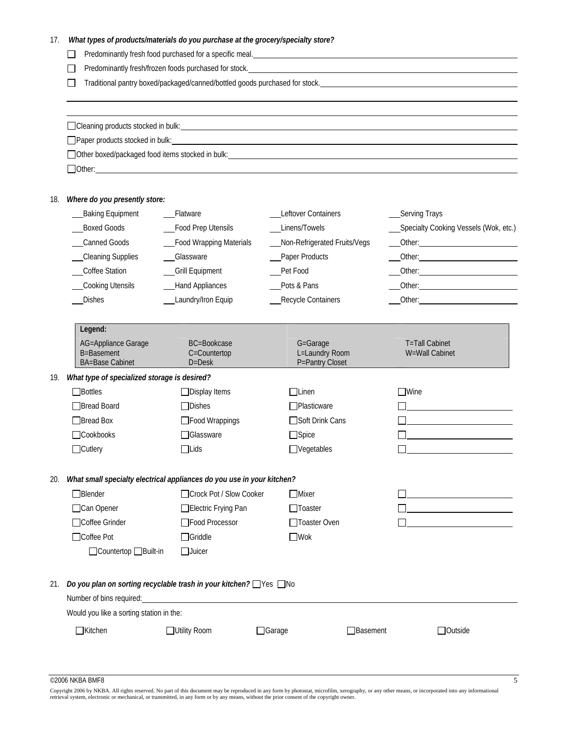17. ***What types of products/materials do you purchase at the grocery/specialty store?***

- ☐ Predominantly fresh food purchased for a specific meal.\_\_\_\_\_\_\_\_\_\_\_\_\_\_\_\_\_\_\_\_
- ☐ Predominantly fresh/frozen foods purchased for stock.\_\_\_\_\_\_\_\_\_\_\_\_\_\_\_\_\_\_\_\_
- ☐ Traditional pantry boxed/packaged/canned/bottled goods purchased for stock.\_\_\_\_\_\_\_\_\_\_\_\_\_\_\_\_\_\_\_\_

\_\_\_\_\_\_\_\_\_\_\_\_\_\_\_\_\_\_\_\_\_\_\_\_\_\_\_\_\_\_\_\_\_\_\_\_\_\_\_\_

\_\_\_\_\_\_\_\_\_\_\_\_\_\_\_\_\_\_\_\_\_\_\_\_\_\_\_\_\_\_\_\_\_\_\_\_\_\_\_\_

- ☐ Cleaning products stocked in bulk:\_\_\_\_\_\_\_\_\_\_\_\_\_\_\_\_\_\_\_\_
- ☐ Paper products stocked in bulk:\_\_\_\_\_\_\_\_\_\_\_\_\_\_\_\_\_\_\_\_
- ☐ Other boxed/packaged food items stocked in bulk:\_\_\_\_\_\_\_\_\_\_\_\_\_\_\_\_\_\_\_\_
- ☐ Other:\_\_\_\_\_\_\_\_\_\_\_\_\_\_\_\_\_\_\_\_

18. ***Where do you presently store:***

| | | | |
|---|---|---|---|
| \_\_\_Baking Equipment | \_\_\_Flatware | \_\_\_Leftover Containers | \_\_\_Serving Trays |
| \_\_\_Boxed Goods | \_\_\_Food Prep Utensils | \_\_\_Linens/Towels | \_\_\_Specialty Cooking Vessels (Wok, etc.) |
| \_\_\_Canned Goods | \_\_\_Food Wrapping Materials | \_\_\_Non-Refrigerated Fruits/Vegs | \_\_\_Other:\_\_\_\_\_\_\_\_\_\_ |
| \_\_\_Cleaning Supplies | \_\_\_Glassware | \_\_\_Paper Products | \_\_\_Other:\_\_\_\_\_\_\_\_\_\_ |
| \_\_\_Coffee Station | \_\_\_Grill Equipment | \_\_\_Pet Food | \_\_\_Other:\_\_\_\_\_\_\_\_\_\_ |
| \_\_\_Cooking Utensils | \_\_\_Hand Appliances | \_\_\_Pots & Pans | \_\_\_Other:\_\_\_\_\_\_\_\_\_\_ |
| \_\_\_Dishes | \_\_\_Laundry/Iron Equip | \_\_\_Recycle Containers | \_\_\_Other:\_\_\_\_\_\_\_\_\_\_ |

**Legend:**

| | | | |
|---|---|---|---|
| AG=Appliance Garage | BC=Bookcase | G=Garage | T=Tall Cabinet |
| B=Basement | C=Countertop | L=Laundry Room | W=Wall Cabinet |
| BA=Base Cabinet | D=Desk | P=Pantry Closet | |

19. ***What type of specialized storage is desired?***

| | | | |
|---|---|---|---|
| ☐ Bottles | ☐ Display Items | ☐ Linen | ☐ Wine |
| ☐ Bread Board | ☐ Dishes | ☐ Plasticware | ☐ \_\_\_\_\_\_\_\_\_\_ |
| ☐ Bread Box | ☐ Food Wrappings | ☐ Soft Drink Cans | ☐ \_\_\_\_\_\_\_\_\_\_ |
| ☐ Cookbooks | ☐ Glassware | ☐ Spice | ☐ \_\_\_\_\_\_\_\_\_\_ |
| ☐ Cutlery | ☐ Lids | ☐ Vegetables | ☐ \_\_\_\_\_\_\_\_\_\_ |

20. ***What small specialty electrical appliances do you use in your kitchen?***

| | | | |
|---|---|---|---|
| ☐ Blender | ☐ Crock Pot / Slow Cooker | ☐ Mixer | ☐ \_\_\_\_\_\_\_\_\_\_ |
| ☐ Can Opener | ☐ Electric Frying Pan | ☐ Toaster | ☐ \_\_\_\_\_\_\_\_\_\_ |
| ☐ Coffee Grinder | ☐ Food Processor | ☐ Toaster Oven | ☐ \_\_\_\_\_\_\_\_\_\_ |
| ☐ Coffee Pot | ☐ Griddle | ☐ Wok | |
| ☐ Countertop ☐ Built-in | ☐ Juicer | | |

21. ***Do you plan on sorting recyclable trash in your kitchen?*** ☐ Yes ☐ No

Number of bins required:\_\_\_\_\_\_\_\_\_\_\_\_\_\_\_\_\_\_\_\_

Would you like a sorting station in the:

☐ Kitchen ☐ Utility Room ☐ Garage ☐ Basement ☐ Outside

©2006 NKBA BMF8

Copyright 2006 by NKBA. All rights reserved. No part of this document may be reproduced in any form by photostat, microfilm, xerography, or any other means, or incorporated into any informational retrieval system, electronic or mechanical, or transmitted, in any form or by any means, without the prior consent of the copyright owner.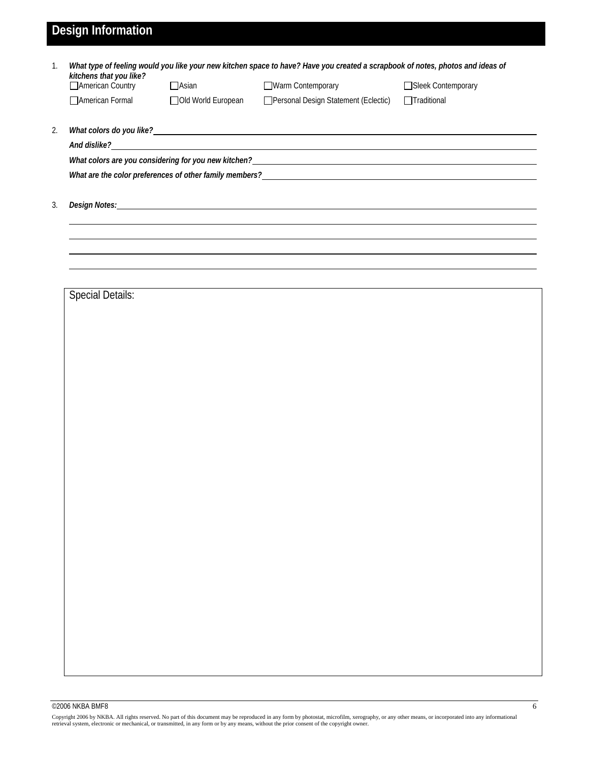## Design Information

1. ***What type of feeling would you like your new kitchen space to have? Have you created a scrapbook of notes, photos and ideas of kitchens that you like?***

   - ☐ American Country
   - ☐ Asian
   - ☐ Warm Contemporary
   - ☐ Sleek Contemporary
   - ☐ American Formal
   - ☐ Old World European
   - ☐ Personal Design Statement (Eclectic)
   - ☐ Traditional

2. ***What colors do you like?*** ____________________

   ***And dislike?*** ____________________

   ***What colors are you considering for you new kitchen?*** ____________________

   ***What are the color preferences of other family members?*** ____________________

3. ***Design Notes:*** ____________________

   ____________________

   ____________________

   ____________________

   ____________________

Special Details:

Copyright 2006 by NKBA. All rights reserved. No part of this document may be reproduced in any form by photostat, microfilm, xerography, or any other means, or incorporated into any informational retrieval system, electronic or mechanical, or transmitted, in any form or by any means, without the prior consent of the copyright owner.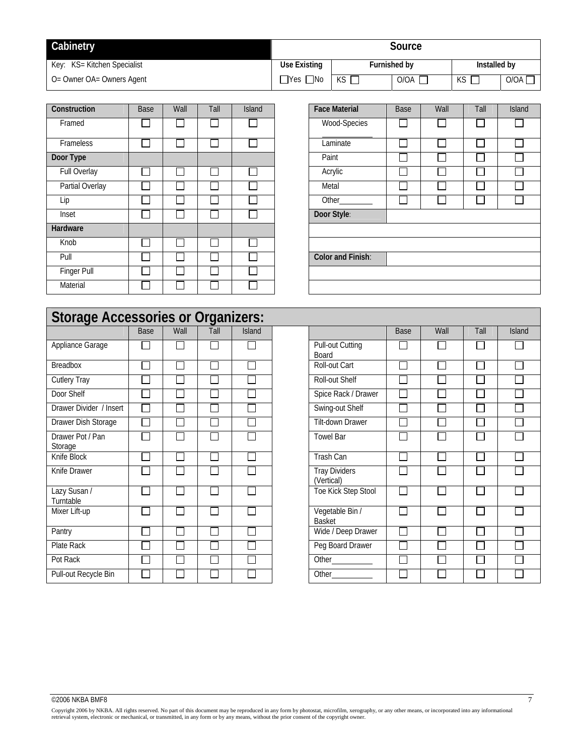| Cabinetry | Source | | | | |
|---|---|---|---|---|---|
| Key: KS= Kitchen Specialist | Use Existing | Furnished by | | Installed by | |
| O= Owner OA= Owners Agent | ☐Yes ☐No | KS ☐ | O/OA ☐ | KS ☐ | O/OA ☐ |

| Construction | Base | Wall | Tall | Island |
|---|---|---|---|---|
| Framed | ☐ | ☐ | ☐ | ☐ |
| Frameless | ☐ | ☐ | ☐ | ☐ |
| **Door Type** | | | | |
| Full Overlay | ☐ | ☐ | ☐ | ☐ |
| Partial Overlay | ☐ | ☐ | ☐ | ☐ |
| Lip | ☐ | ☐ | ☐ | ☐ |
| Inset | ☐ | ☐ | ☐ | ☐ |
| **Hardware** | | | | |
| Knob | ☐ | ☐ | ☐ | ☐ |
| Pull | ☐ | ☐ | ☐ | ☐ |
| Finger Pull | ☐ | ☐ | ☐ | ☐ |
| Material | ☐ | ☐ | ☐ | ☐ |

| Face Material | Base | Wall | Tall | Island |
|---|---|---|---|---|
| Wood-Species ____________ | ☐ | ☐ | ☐ | ☐ |
| Laminate | ☐ | ☐ | ☐ | ☐ |
| Paint | ☐ | ☐ | ☐ | ☐ |
| Acrylic | ☐ | ☐ | ☐ | ☐ |
| Metal | ☐ | ☐ | ☐ | ☐ |
| Other________ | ☐ | ☐ | ☐ | ☐ |
| **Door Style**: | | | | |
| | | | | |
| **Color and Finish**: | | | | |
| | | | | |
| | | | | |

## Storage Accessories or Organizers:

| | Base | Wall | Tall | Island |
|---|---|---|---|---|
| Appliance Garage | ☐ | ☐ | ☐ | ☐ |
| Breadbox | ☐ | ☐ | ☐ | ☐ |
| Cutlery Tray | ☐ | ☐ | ☐ | ☐ |
| Door Shelf | ☐ | ☐ | ☐ | ☐ |
| Drawer Divider / Insert | ☐ | ☐ | ☐ | ☐ |
| Drawer Dish Storage | ☐ | ☐ | ☐ | ☐ |
| Drawer Pot / Pan Storage | ☐ | ☐ | ☐ | ☐ |
| Knife Block | ☐ | ☐ | ☐ | ☐ |
| Knife Drawer | ☐ | ☐ | ☐ | ☐ |
| Lazy Susan / Turntable | ☐ | ☐ | ☐ | ☐ |
| Mixer Lift-up | ☐ | ☐ | ☐ | ☐ |
| Pantry | ☐ | ☐ | ☐ | ☐ |
| Plate Rack | ☐ | ☐ | ☐ | ☐ |
| Pot Rack | ☐ | ☐ | ☐ | ☐ |
| Pull-out Recycle Bin | ☐ | ☐ | ☐ | ☐ |

| | Base | Wall | Tall | Island |
|---|---|---|---|---|
| Pull-out Cutting Board | ☐ | ☐ | ☐ | ☐ |
| Roll-out Cart | ☐ | ☐ | ☐ | ☐ |
| Roll-out Shelf | ☐ | ☐ | ☐ | ☐ |
| Spice Rack / Drawer | ☐ | ☐ | ☐ | ☐ |
| Swing-out Shelf | ☐ | ☐ | ☐ | ☐ |
| Tilt-down Drawer | ☐ | ☐ | ☐ | ☐ |
| Towel Bar | ☐ | ☐ | ☐ | ☐ |
| Trash Can | ☐ | ☐ | ☐ | ☐ |
| Tray Dividers (Vertical) | ☐ | ☐ | ☐ | ☐ |
| Toe Kick Step Stool | ☐ | ☐ | ☐ | ☐ |
| Vegetable Bin / Basket | ☐ | ☐ | ☐ | ☐ |
| Wide / Deep Drawer | ☐ | ☐ | ☐ | ☐ |
| Peg Board Drawer | ☐ | ☐ | ☐ | ☐ |
| Other__________ | ☐ | ☐ | ☐ | ☐ |
| Other__________ | ☐ | ☐ | ☐ | ☐ |

©2006 NKBA BMF8

Copyright 2006 by NKBA. All rights reserved. No part of this document may be reproduced in any form by photostat, microfilm, xerography, or any other means, or incorporated into any informational retrieval system, electronic or mechanical, or transmitted, in any form or by any means, without the prior consent of the copyright owner.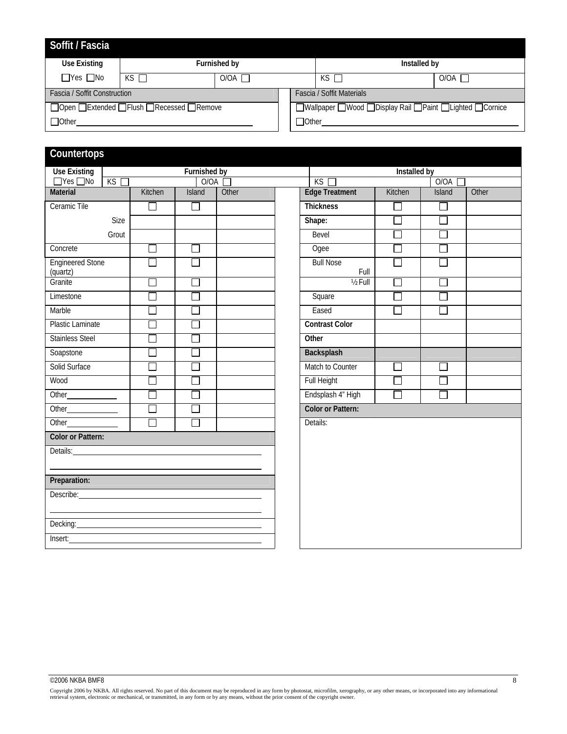## Soffit / Fascia

| Use Existing | Furnished by | | Installed by | |
|---|---|---|---|---|
| ☐Yes ☐No | KS ☐ | O/OA ☐ | KS ☐ | O/OA ☐ |

| Fascia / Soffit Construction | Fascia / Soffit Materials |
|---|---|
| ☐Open ☐Extended ☐Flush ☐Recessed ☐Remove | ☐Wallpaper ☐Wood ☐Display Rail ☐Paint ☐Lighted ☐Cornice |
| ☐Other_______________ | ☐Other_______________ |

## Countertops

| Use Existing | Furnished by | | Installed by | |
|---|---|---|---|---|
| ☐Yes ☐No | KS ☐ | O/OA ☐ | KS ☐ | O/OA ☐ |

| Material | Kitchen | Island | Other |
|---|---|---|---|
| Ceramic Tile | ☐ | ☐ | |
| Size | | | |
| Grout | | | |
| Concrete | ☐ | ☐ | |
| Engineered Stone (quartz) | ☐ | ☐ | |
| Granite | ☐ | ☐ | |
| Limestone | ☐ | ☐ | |
| Marble | ☐ | ☐ | |
| Plastic Laminate | ☐ | ☐ | |
| Stainless Steel | ☐ | ☐ | |
| Soapstone | ☐ | ☐ | |
| Solid Surface | ☐ | ☐ | |
| Wood | ☐ | ☐ | |
| Other___________ | ☐ | ☐ | |
| Other___________ | ☐ | ☐ | |
| Other___________ | ☐ | ☐ | |

**Color or Pattern:**

Details:_______________________________________________

**Preparation:**

Describe:_______________________________________________

Decking:_______________________________________________

Insert:_______________________________________________

| Edge Treatment | Kitchen | Island | Other |
|---|---|---|---|
| **Thickness** | ☐ | ☐ | |
| **Shape:** | ☐ | ☐ | |
| Bevel | ☐ | ☐ | |
| Ogee | ☐ | ☐ | |
| Bull Nose Full | ☐ | ☐ | |
| ½ Full | ☐ | ☐ | |
| Square | ☐ | ☐ | |
| Eased | ☐ | ☐ | |
| **Contrast Color** | | | |
| **Other** | | | |
| **Backsplash** | | | |
| Match to Counter | ☐ | ☐ | |
| Full Height | ☐ | ☐ | |
| Endsplash 4" High | ☐ | ☐ | |

**Color or Pattern:**

Details:

©2006 NKBA BMF8

Copyright 2006 by NKBA. All rights reserved. No part of this document may be reproduced in any form by photostat, microfilm, xerography, or any other means, or incorporated into any informational retrieval system, electronic or mechanical, or transmitted, in any form or by any means, without the prior consent of the copyright owner.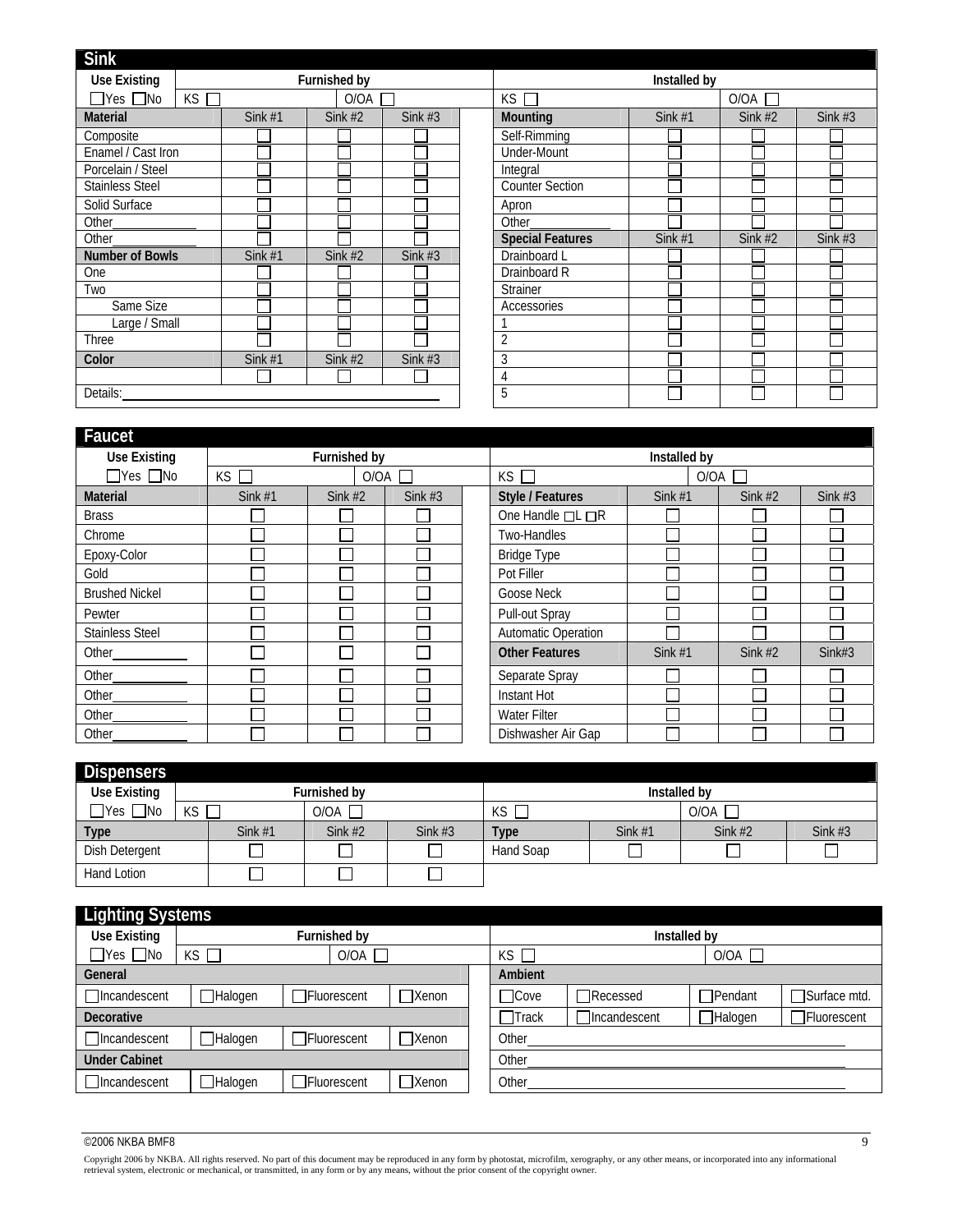## Sink

| Use Existing | Furnished by | | | Installed by | | | |
|---|---|---|---|---|---|---|---|
| ☐Yes ☐No | KS ☐ | O/OA ☐ | | KS ☐ | | O/OA ☐ | |

| Material | Sink #1 | Sink #2 | Sink #3 | Mounting | Sink #1 | Sink #2 | Sink #3 |
|---|---|---|---|---|---|---|---|
| Composite | ☐ | ☐ | ☐ | Self-Rimming | ☐ | ☐ | ☐ |
| Enamel / Cast Iron | ☐ | ☐ | ☐ | Under-Mount | ☐ | ☐ | ☐ |
| Porcelain / Steel | ☐ | ☐ | ☐ | Integral | ☐ | ☐ | ☐ |
| Stainless Steel | ☐ | ☐ | ☐ | Counter Section | ☐ | ☐ | ☐ |
| Solid Surface | ☐ | ☐ | ☐ | Apron | ☐ | ☐ | ☐ |
| Other_____________ | ☐ | ☐ | ☐ | Other_____________ | ☐ | ☐ | ☐ |
| Other_____________ | ☐ | ☐ | ☐ | **Special Features** | Sink #1 | Sink #2 | Sink #3 |
| **Number of Bowls** | Sink #1 | Sink #2 | Sink #3 | Drainboard L | ☐ | ☐ | ☐ |
| One | ☐ | ☐ | ☐ | Drainboard R | ☐ | ☐ | ☐ |
| Two | ☐ | ☐ | ☐ | Strainer | ☐ | ☐ | ☐ |
| Same Size | ☐ | ☐ | ☐ | Accessories | ☐ | ☐ | ☐ |
| Large / Small | ☐ | ☐ | ☐ | 1 | ☐ | ☐ | ☐ |
| Three | ☐ | ☐ | ☐ | 2 | ☐ | ☐ | ☐ |
| **Color** | Sink #1 | Sink #2 | Sink #3 | 3 | ☐ | ☐ | ☐ |
| | ☐ | ☐ | ☐ | 4 | ☐ | ☐ | ☐ |
| Details:_____________________________________ | | | | 5 | ☐ | ☐ | ☐ |

## Faucet

| Use Existing | Furnished by | | | Installed by | | | |
|---|---|---|---|---|---|---|---|
| ☐Yes ☐No | KS ☐ | O/OA ☐ | | KS ☐ | | O/OA ☐ | |

| Material | Sink #1 | Sink #2 | Sink #3 | Style / Features | Sink #1 | Sink #2 | Sink #3 |
|---|---|---|---|---|---|---|---|
| Brass | ☐ | ☐ | ☐ | One Handle ☐L ☐R | ☐ | ☐ | ☐ |
| Chrome | ☐ | ☐ | ☐ | Two-Handles | ☐ | ☐ | ☐ |
| Epoxy-Color | ☐ | ☐ | ☐ | Bridge Type | ☐ | ☐ | ☐ |
| Gold | ☐ | ☐ | ☐ | Pot Filler | ☐ | ☐ | ☐ |
| Brushed Nickel | ☐ | ☐ | ☐ | Goose Neck | ☐ | ☐ | ☐ |
| Pewter | ☐ | ☐ | ☐ | Pull-out Spray | ☐ | ☐ | ☐ |
| Stainless Steel | ☐ | ☐ | ☐ | Automatic Operation | ☐ | ☐ | ☐ |
| Other___________ | ☐ | ☐ | ☐ | **Other Features** | Sink #1 | Sink #2 | Sink#3 |
| Other___________ | ☐ | ☐ | ☐ | Separate Spray | ☐ | ☐ | ☐ |
| Other___________ | ☐ | ☐ | ☐ | Instant Hot | ☐ | ☐ | ☐ |
| Other___________ | ☐ | ☐ | ☐ | Water Filter | ☐ | ☐ | ☐ |
| Other___________ | ☐ | ☐ | ☐ | Dishwasher Air Gap | ☐ | ☐ | ☐ |

## Dispensers

| Use Existing | Furnished by | | | Installed by | | | |
|---|---|---|---|---|---|---|---|
| ☐Yes ☐No | KS ☐ | O/OA ☐ | | KS ☐ | | O/OA ☐ | |

| Type | Sink #1 | Sink #2 | Sink #3 | Type | Sink #1 | Sink #2 | Sink #3 |
|---|---|---|---|---|---|---|---|
| Dish Detergent | ☐ | ☐ | ☐ | Hand Soap | ☐ | ☐ | ☐ |
| Hand Lotion | ☐ | ☐ | ☐ | | | | |

## Lighting Systems

| Use Existing | Furnished by | | | Installed by | | | |
|---|---|---|---|---|---|---|---|
| ☐Yes ☐No | KS ☐ | O/OA ☐ | | KS ☐ | | O/OA ☐ | |
| **General** | | | | **Ambient** | | | |
| ☐Incandescent | ☐Halogen | ☐Fluorescent | ☐Xenon | ☐Cove | ☐Recessed | ☐Pendant | ☐Surface mtd. |
| **Decorative** | | | | ☐Track | ☐Incandescent | ☐Halogen | ☐Fluorescent |
| ☐Incandescent | ☐Halogen | ☐Fluorescent | ☐Xenon | Other_____________________________________ | | | |
| **Under Cabinet** | | | | Other_____________________________________ | | | |
| ☐Incandescent | ☐Halogen | ☐Fluorescent | ☐Xenon | Other_____________________________________ | | | |

©2006 NKBA BMF8

Copyright 2006 by NKBA. All rights reserved. No part of this document may be reproduced in any form by photostat, microfilm, xerography, or any other means, or incorporated into any informational retrieval system, electronic or mechanical, or transmitted, in any form or by any means, without the prior consent of the copyright owner.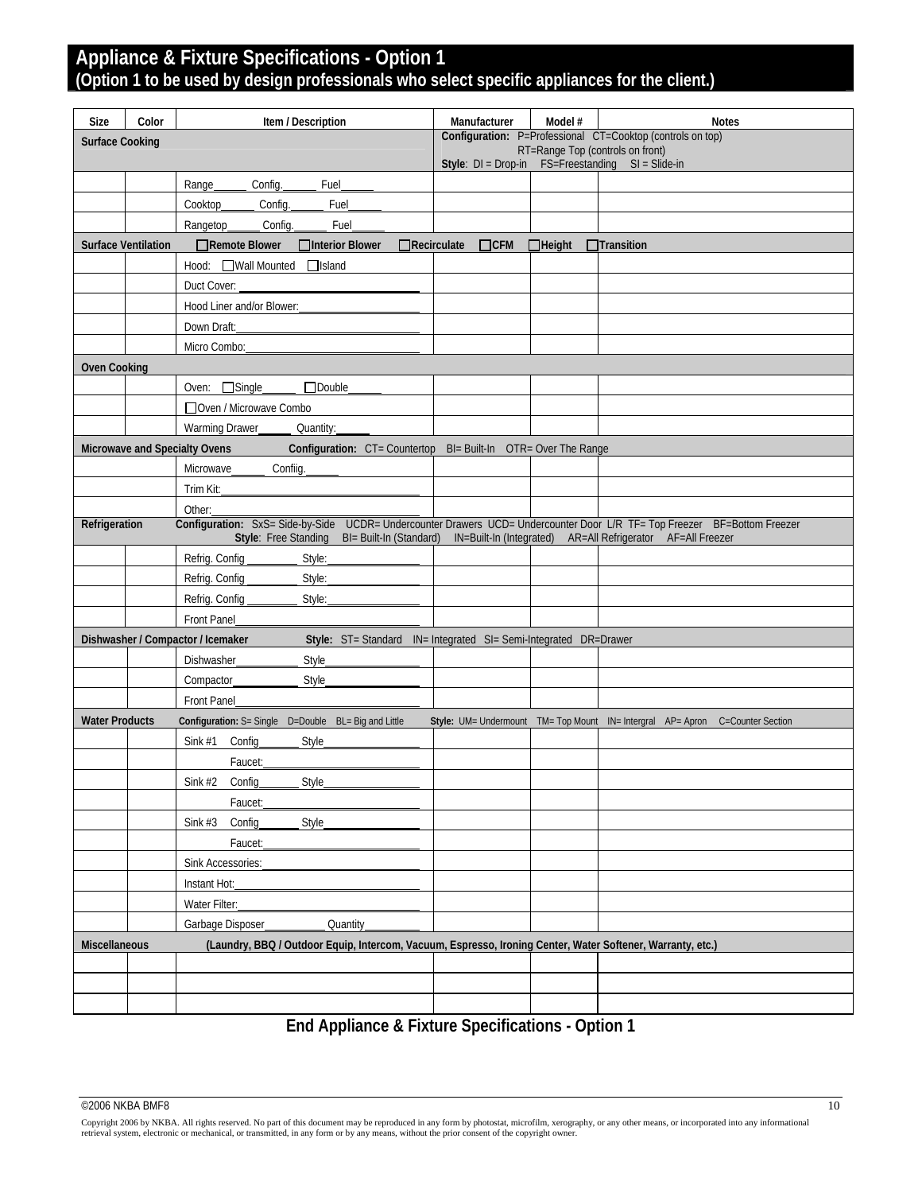## Appliance & Fixture Specifications - Option 1
## (Option 1 to be used by design professionals who select specific appliances for the client.)

| Size | Color | Item / Description | Manufacturer | Model # | Notes |
|---|---|---|---|---|---|
| **Surface Cooking** | | | **Configuration:** P=Professional CT=Cooktop (controls on top) RT=Range Top (controls on front) **Style**: DI = Drop-in FS=Freestanding SI = Slide-in | | |
| | | Range______ Config.______ Fuel______ | | | |
| | | Cooktop______ Config.______ Fuel______ | | | |
| | | Rangetop______ Config.______ Fuel______ | | | |
| **Surface Ventilation** ☐**Remote Blower** ☐**Interior Blower** ☐**Recirculate** ☐**CFM** ☐**Height** ☐**Transition** | | | | | |
| | | Hood: ☐Wall Mounted ☐Island | | | |
| | | Duct Cover: ______ | | | |
| | | Hood Liner and/or Blower:______ | | | |
| | | Down Draft:______ | | | |
| | | Micro Combo:______ | | | |
| **Oven Cooking** | | | | | |
| | | Oven: ☐Single______ ☐Double______ | | | |
| | | ☐Oven / Microwave Combo | | | |
| | | Warming Drawer______ Quantity:______ | | | |
| **Microwave and Specialty Ovens** **Configuration:** CT= Countertop BI= Built-In OTR= Over The Range | | | | | |
| | | Microwave______ Confiig.______ | | | |
| | | Trim Kit:______ | | | |
| | | Other:______ | | | |
| **Refrigeration** **Configuration:** SxS= Side-by-Side UCDR= Undercounter Drawers UCD= Undercounter Door L/R TF= Top Freezer BF=Bottom Freezer **Style**: Free Standing BI= Built-In (Standard) IN=Built-In (Integrated) AR=All Refrigerator AF=All Freezer | | | | | |
| | | Refrig. Config ______ Style:______ | | | |
| | | Refrig. Config ______ Style:______ | | | |
| | | Refrig. Config ______ Style:______ | | | |
| | | Front Panel______ | | | |
| **Dishwasher / Compactor / Icemaker** **Style:** ST= Standard IN= Integrated SI= Semi-Integrated DR=Drawer | | | | | |
| | | Dishwasher______ Style______ | | | |
| | | Compactor______ Style______ | | | |
| | | Front Panel______ | | | |
| **Water Products** **Configuration:** S= Single D=Double BL= Big and Little **Style:** UM= Undermount TM= Top Mount IN= Intergral AP= Apron C=Counter Section | | | | | |
| | | Sink #1 Config______ Style______ | | | |
| | | Faucet:______ | | | |
| | | Sink #2 Config______ Style______ | | | |
| | | Faucet:______ | | | |
| | | Sink #3 Config______ Style______ | | | |
| | | Faucet:______ | | | |
| | | Sink Accessories:______ | | | |
| | | Instant Hot:______ | | | |
| | | Water Filter:______ | | | |
| | | Garbage Disposer______ Quantity______ | | | |
| **Miscellaneous** **(Laundry, BBQ / Outdoor Equip, Intercom, Vacuum, Espresso, Ironing Center, Water Softener, Warranty, etc.)** | | | | | |
| | | | | | |
| | | | | | |
| | | | | | |

**End Appliance & Fixture Specifications - Option 1**

©2006 NKBA BMF8

Copyright 2006 by NKBA. All rights reserved. No part of this document may be reproduced in any form by photostat, microfilm, xerography, or any other means, or incorporated into any informational retrieval system, electronic or mechanical, or transmitted, in any form or by any means, without the prior consent of the copyright owner.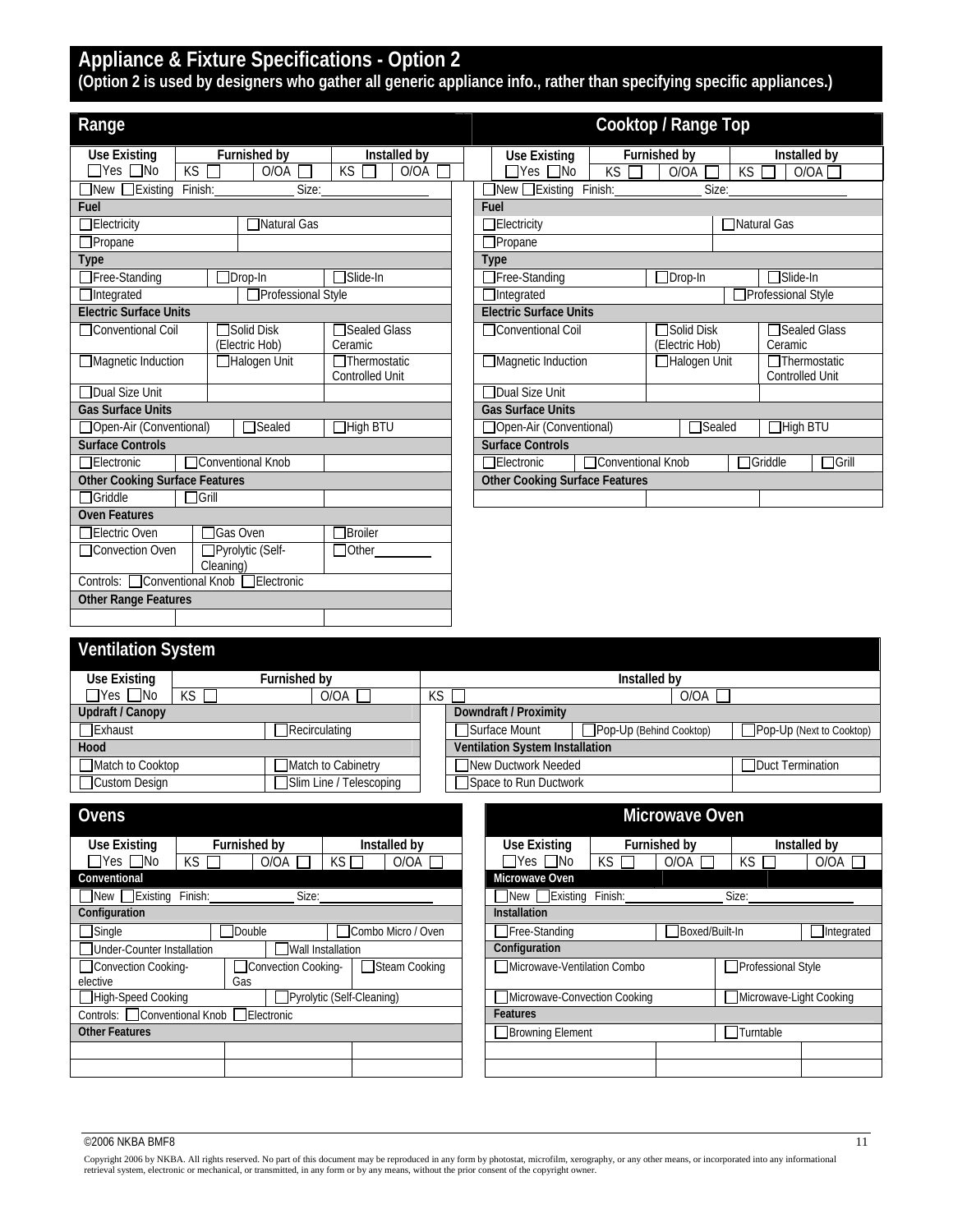# Appliance & Fixture Specifications - Option 2

**(Option 2 is used by designers who gather all generic appliance info., rather than specifying specific appliances.)**

## Range

| Use Existing | Furnished by | | Installed by | |
|---|---|---|---|---|
| ☐Yes ☐No | KS ☐ | O/OA ☐ | KS ☐ | O/OA ☐ |

☐New ☐Existing Finish:__________ Size:__________

| **Fuel** | | |
|---|---|---|
| ☐Electricity | ☐Natural Gas | |
| ☐Propane | | |
| **Type** | | |
| ☐Free-Standing | ☐Drop-In | ☐Slide-In |
| ☐Integrated | ☐Professional Style | |
| **Electric Surface Units** | | |
| ☐Conventional Coil | ☐Solid Disk (Electric Hob) | ☐Sealed Glass Ceramic |
| ☐Magnetic Induction | ☐Halogen Unit | ☐Thermostatic Controlled Unit |
| ☐Dual Size Unit | | |
| **Gas Surface Units** | | |
| ☐Open-Air (Conventional) | ☐Sealed | ☐High BTU |
| **Surface Controls** | | |
| ☐Electronic | ☐Conventional Knob | |
| **Other Cooking Surface Features** | | |
| ☐Griddle | ☐Grill | |
| **Oven Features** | | |
| ☐Electric Oven | ☐Gas Oven | ☐Broiler |
| ☐Convection Oven | ☐Pyrolytic (Self-Cleaning) | ☐Other________ |
| Controls: ☐Conventional Knob ☐Electronic | | |
| **Other Range Features** | | |
| | | |

## Cooktop / Range Top

| Use Existing | Furnished by | | Installed by | |
|---|---|---|---|---|
| ☐Yes ☐No | KS ☐ | O/OA ☐ | KS ☐ | O/OA ☐ |

☐New ☐Existing Finish:__________ Size:__________

| **Fuel** | | | |
|---|---|---|---|
| ☐Electricity | | ☐Natural Gas | |
| ☐Propane | | | |
| **Type** | | | |
| ☐Free-Standing | ☐Drop-In | ☐Slide-In | |
| ☐Integrated | | ☐Professional Style | |
| **Electric Surface Units** | | | |
| ☐Conventional Coil | ☐Solid Disk (Electric Hob) | ☐Sealed Glass Ceramic | |
| ☐Magnetic Induction | ☐Halogen Unit | ☐Thermostatic Controlled Unit | |
| ☐Dual Size Unit | | | |
| **Gas Surface Units** | | | |
| ☐Open-Air (Conventional) | ☐Sealed | ☐High BTU | |
| **Surface Controls** | | | |
| ☐Electronic | ☐Conventional Knob | ☐Griddle | ☐Grill |
| **Other Cooking Surface Features** | | | |
| | | | |

## Ventilation System

| Use Existing | Furnished by | | Installed by | |
|---|---|---|---|---|
| ☐Yes ☐No | KS ☐ | O/OA ☐ | KS ☐ | O/OA ☐ |

| **Updraft / Canopy** | |
|---|---|
| ☐Exhaust | ☐Recirculating |
| **Hood** | |
| ☐Match to Cooktop | ☐Match to Cabinetry |
| ☐Custom Design | ☐Slim Line / Telescoping |

| **Downdraft / Proximity** | | |
|---|---|---|
| ☐Surface Mount | ☐Pop-Up (Behind Cooktop) | ☐Pop-Up (Next to Cooktop) |
| **Ventilation System Installation** | | |
| ☐New Ductwork Needed | | ☐Duct Termination |
| ☐Space to Run Ductwork | | |

## Ovens

| Use Existing | Furnished by | | Installed by | |
|---|---|---|---|---|
| ☐Yes ☐No | KS ☐ | O/OA ☐ | KS ☐ | O/OA ☐ |

**Conventional**

☐New ☐Existing Finish:__________ Size:__________

| **Configuration** | | |
|---|---|---|
| ☐Single | ☐Double | ☐Combo Micro / Oven |
| ☐Under-Counter Installation | ☐Wall Installation | |
| ☐Convection Cooking-elective | ☐Convection Cooking-Gas | ☐Steam Cooking |
| ☐High-Speed Cooking | ☐Pyrolytic (Self-Cleaning) | |
| Controls: ☐Conventional Knob ☐Electronic | | |
| **Other Features** | | |
| | | |
| | | |

## Microwave Oven

| Use Existing | Furnished by | | Installed by | |
|---|---|---|---|---|
| ☐Yes ☐No | KS ☐ | O/OA ☐ | KS ☐ | O/OA ☐ |

**Microwave Oven**

☐New ☐Existing Finish:__________ Size:__________

| **Installation** | | |
|---|---|---|
| ☐Free-Standing | ☐Boxed/Built-In | ☐Integrated |
| **Configuration** | | |
| ☐Microwave-Ventilation Combo | ☐Professional Style | |
| ☐Microwave-Convection Cooking | ☐Microwave-Light Cooking | |
| **Features** | | |
| ☐Browning Element | ☐Turntable | |
| | | |
| | | |

©2006 NKBA BMF8

Copyright 2006 by NKBA. All rights reserved. No part of this document may be reproduced in any form by photostat, microfilm, xerography, or any other means, or incorporated into any informational retrieval system, electronic or mechanical, or transmitted, in any form or by any means, without the prior consent of the copyright owner.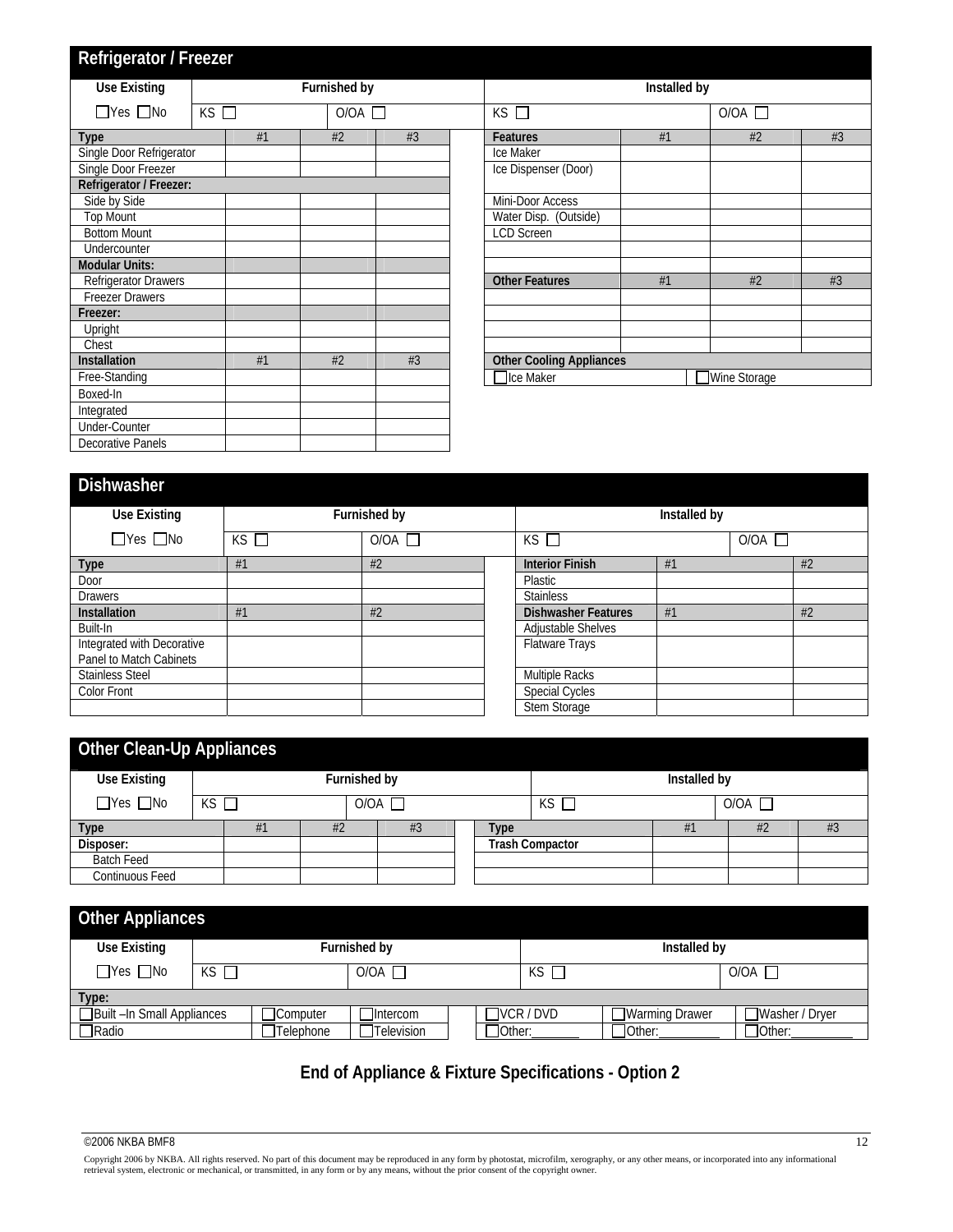## Refrigerator / Freezer

| Use Existing | Furnished by | | Installed by | |
|---|---|---|---|---|
| ☐Yes ☐No | KS ☐ | O/OA ☐ | KS ☐ | O/OA ☐ |

| Type | #1 | #2 | #3 |
|---|---|---|---|
| Single Door Refrigerator | | | |
| Single Door Freezer | | | |
| **Refrigerator / Freezer:** | | | |
| Side by Side | | | |
| Top Mount | | | |
| Bottom Mount | | | |
| Undercounter | | | |
| **Modular Units:** | | | |
| Refrigerator Drawers | | | |
| Freezer Drawers | | | |
| **Freezer:** | | | |
| Upright | | | |
| Chest | | | |
| **Installation** | **#1** | **#2** | **#3** |
| Free-Standing | | | |
| Boxed-In | | | |
| Integrated | | | |
| Under-Counter | | | |
| Decorative Panels | | | |

| Features | #1 | #2 | #3 |
|---|---|---|---|
| Ice Maker | | | |
| Ice Dispenser (Door) | | | |
| Mini-Door Access | | | |
| Water Disp. (Outside) | | | |
| LCD Screen | | | |
| | | | |
| | | | |
| **Other Features** | **#1** | **#2** | **#3** |
| | | | |
| | | | |
| | | | |
| | | | |

| Other Cooling Appliances | |
|---|---|
| ☐Ice Maker | ☐Wine Storage |

## Dishwasher

| Use Existing | Furnished by | | Installed by | |
|---|---|---|---|---|
| ☐Yes ☐No | KS ☐ | O/OA ☐ | KS ☐ | O/OA ☐ |

| Type | #1 | #2 |
|---|---|---|
| Door | | |
| Drawers | | |
| **Installation** | **#1** | **#2** |
| Built-In | | |
| Integrated with Decorative Panel to Match Cabinets | | |
| Stainless Steel | | |
| Color Front | | |
| | | |

| Interior Finish | #1 | #2 |
|---|---|---|
| Plastic | | |
| Stainless | | |
| **Dishwasher Features** | **#1** | **#2** |
| Adjustable Shelves | | |
| Flatware Trays | | |
| Multiple Racks | | |
| Special Cycles | | |
| Stem Storage | | |

## Other Clean-Up Appliances

| Use Existing | Furnished by | | Installed by | |
|---|---|---|---|---|
| ☐Yes ☐No | KS ☐ | O/OA ☐ | KS ☐ | O/OA ☐ |

| Type | #1 | #2 | #3 |
|---|---|---|---|
| **Disposer:** | | | |
| Batch Feed | | | |
| Continuous Feed | | | |

| Type | #1 | #2 | #3 |
|---|---|---|---|
| **Trash Compactor** | | | |
| | | | |
| | | | |

## Other Appliances

| Use Existing | Furnished by | | Installed by | |
|---|---|---|---|---|
| ☐Yes ☐No | KS ☐ | O/OA ☐ | KS ☐ | O/OA ☐ |

**Type:**

| | | | | | |
|---|---|---|---|---|---|
| ☐Built –In Small Appliances | ☐Computer | ☐Intercom | ☐VCR / DVD | ☐Warming Drawer | ☐Washer / Dryer |
| ☐Radio | ☐Telephone | ☐Television | ☐Other:_______ | ☐Other:_________ | ☐Other:_________ |

**End of Appliance & Fixture Specifications - Option 2**

©2006 NKBA BMF8

Copyright 2006 by NKBA. All rights reserved. No part of this document may be reproduced in any form by photostat, microfilm, xerography, or any other means, or incorporated into any informational retrieval system, electronic or mechanical, or transmitted, in any form or by any means, without the prior consent of the copyright owner.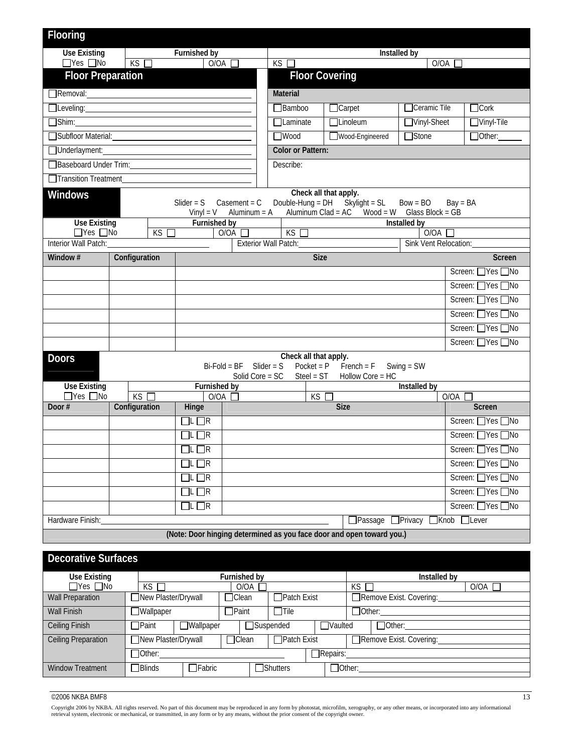## Flooring

| Use Existing | Furnished by | | Installed by | |
|---|---|---|---|---|
| ☐Yes ☐No | KS ☐ | O/OA ☐ | KS ☐ | O/OA ☐ |

### Floor Preparation

- ☐Removal: \_\_\_\_\_\_\_\_\_\_
- ☐Leveling: \_\_\_\_\_\_\_\_\_\_
- ☐Shim: \_\_\_\_\_\_\_\_\_\_
- ☐Subfloor Material: \_\_\_\_\_\_\_\_\_\_
- ☐Underlayment: \_\_\_\_\_\_\_\_\_\_
- ☐Baseboard Under Trim: \_\_\_\_\_\_\_\_\_\_
- ☐Transition Treatment \_\_\_\_\_\_\_\_\_\_

### Floor Covering

**Material**

| | | | |
|---|---|---|---|
| ☐Bamboo | ☐Carpet | ☐Ceramic Tile | ☐Cork |
| ☐Laminate | ☐Linoleum | ☐Vinyl-Sheet | ☐Vinyl-Tile |
| ☐Wood | ☐Wood-Engineered | ☐Stone | ☐Other: \_\_\_\_\_ |

**Color or Pattern:**

Describe:

## Windows

Check all that apply.
Slider = S Casement = C Double-Hung = DH Skylight = SL Bow = BO Bay = BA
Vinyl = V Aluminum = A Aluminum Clad = AC Wood = W Glass Block = GB

| Use Existing | Furnished by | | Installed by | |
|---|---|---|---|---|
| ☐Yes ☐No | KS ☐ | O/OA ☐ | KS ☐ | O/OA ☐ |

Interior Wall Patch: \_\_\_\_\_\_\_\_\_\_ Exterior Wall Patch: \_\_\_\_\_\_\_\_\_\_ Sink Vent Relocation: \_\_\_\_\_\_\_\_\_\_

| Window # | Configuration | Size | Screen |
|---|---|---|---|
| | | | Screen: ☐Yes ☐No |
| | | | Screen: ☐Yes ☐No |
| | | | Screen: ☐Yes ☐No |
| | | | Screen: ☐Yes ☐No |
| | | | Screen: ☐Yes ☐No |
| | | | Screen: ☐Yes ☐No |

## Doors

Check all that apply.
Bi-Fold = BF Slider = S Pocket = P French = F Swing = SW
Solid Core = SC Steel = ST Hollow Core = HC

| Use Existing | Furnished by | | Installed by | |
|---|---|---|---|---|
| ☐Yes ☐No | KS ☐ | O/OA ☐ | KS ☐ | O/OA ☐ |

| Door # | Configuration | Hinge | Size | Screen |
|---|---|---|---|---|
| | | ☐L ☐R | | Screen: ☐Yes ☐No |
| | | ☐L ☐R | | Screen: ☐Yes ☐No |
| | | ☐L ☐R | | Screen: ☐Yes ☐No |
| | | ☐L ☐R | | Screen: ☐Yes ☐No |
| | | ☐L ☐R | | Screen: ☐Yes ☐No |
| | | ☐L ☐R | | Screen: ☐Yes ☐No |
| | | ☐L ☐R | | Screen: ☐Yes ☐No |

Hardware Finish: \_\_\_\_\_\_\_\_\_\_ ☐Passage ☐Privacy ☐Knob ☐Lever

**(Note: Door hinging determined as you face door and open toward you.)**

## Decorative Surfaces

| Use Existing | Furnished by | | Installed by | |
|---|---|---|---|---|
| ☐Yes ☐No | KS ☐ | O/OA ☐ | KS ☐ | O/OA ☐ |

| | | | | | |
|---|---|---|---|---|---|
| Wall Preparation | ☐New Plaster/Drywall | ☐Clean | ☐Patch Exist | ☐Remove Exist. Covering: \_\_\_\_\_\_\_\_\_\_ | |
| Wall Finish | ☐Wallpaper | ☐Paint | ☐Tile | ☐Other: \_\_\_\_\_\_\_\_\_\_ | |
| Ceiling Finish | ☐Paint | ☐Wallpaper | ☐Suspended | ☐Vaulted | ☐Other: \_\_\_\_\_\_\_\_\_\_ |
| Ceiling Preparation | ☐New Plaster/Drywall | ☐Clean | ☐Patch Exist | ☐Remove Exist. Covering: \_\_\_\_\_\_\_\_\_\_ | |
| | ☐Other: \_\_\_\_\_\_\_\_\_\_ | | ☐Repairs: \_\_\_\_\_\_\_\_\_\_ | | |
| Window Treatment | ☐Blinds | ☐Fabric | ☐Shutters | ☐Other: \_\_\_\_\_\_\_\_\_\_ | |

©2006 NKBA BMF8

Copyright 2006 by NKBA. All rights reserved. No part of this document may be reproduced in any form by photostat, microfilm, xerography, or any other means, or incorporated into any informational retrieval system, electronic or mechanical, or transmitted, in any form or by any means, without the prior consent of the copyright owner.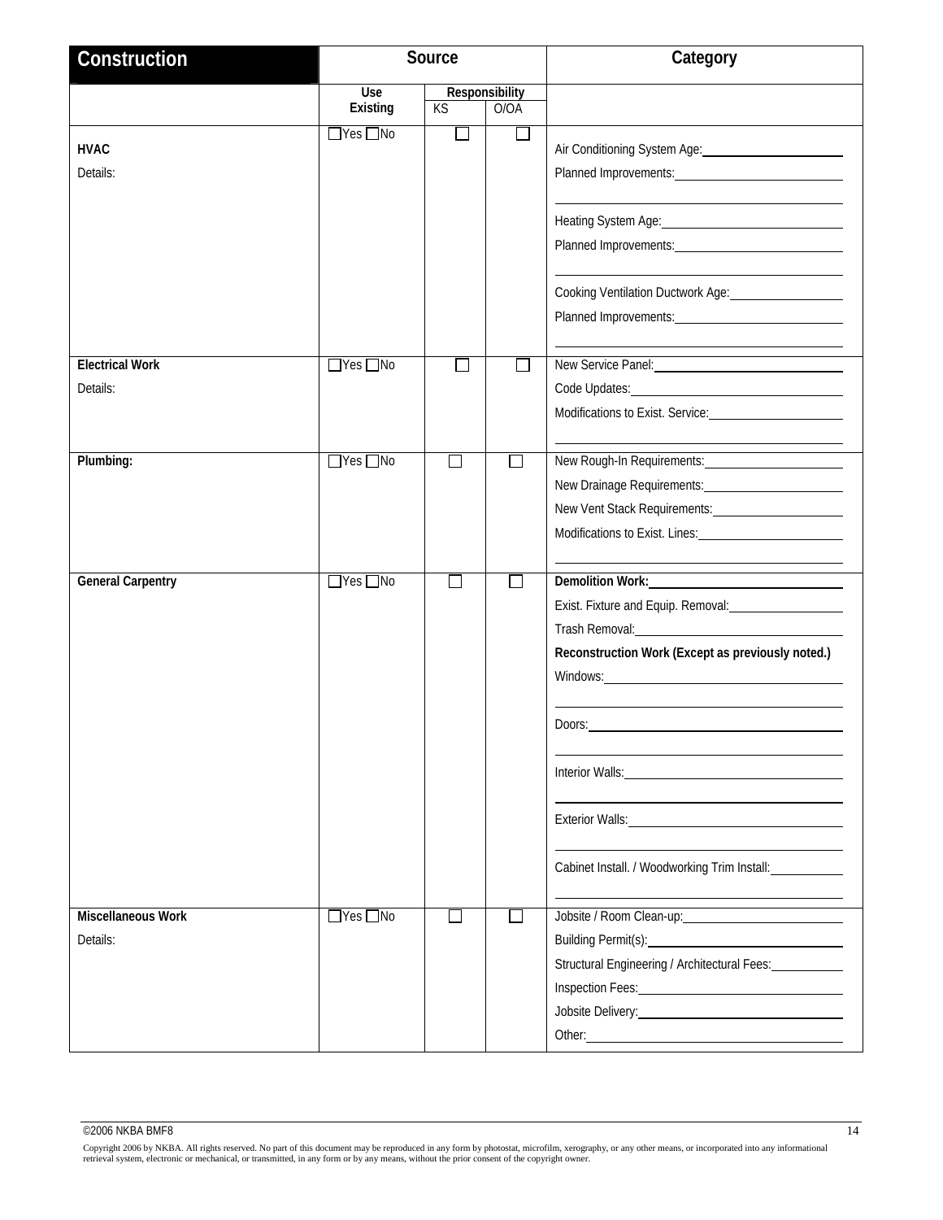| Construction | Source | | | Category |
|---|---|---|---|---|
| | Use Existing | Responsibility | | |
| | | KS | O/OA | |
| **HVAC**<br>Details: | ☐Yes ☐No | ☐ | ☐ | Air Conditioning System Age: \_\_\_\_\_\_\_\_\_\_<br>Planned Improvements: \_\_\_\_\_\_\_\_\_\_<br>Heating System Age: \_\_\_\_\_\_\_\_\_\_<br>Planned Improvements: \_\_\_\_\_\_\_\_\_\_<br>Cooking Ventilation Ductwork Age: \_\_\_\_\_\_\_\_\_\_<br>Planned Improvements: \_\_\_\_\_\_\_\_\_\_ |
| **Electrical Work**<br>Details: | ☐Yes ☐No | ☐ | ☐ | New Service Panel: \_\_\_\_\_\_\_\_\_\_<br>Code Updates: \_\_\_\_\_\_\_\_\_\_<br>Modifications to Exist. Service: \_\_\_\_\_\_\_\_\_\_ |
| **Plumbing:** | ☐Yes ☐No | ☐ | ☐ | New Rough-In Requirements: \_\_\_\_\_\_\_\_\_\_<br>New Drainage Requirements: \_\_\_\_\_\_\_\_\_\_<br>New Vent Stack Requirements: \_\_\_\_\_\_\_\_\_\_<br>Modifications to Exist. Lines: \_\_\_\_\_\_\_\_\_\_ |
| **General Carpentry** | ☐Yes ☐No | ☐ | ☐ | **Demolition Work:** \_\_\_\_\_\_\_\_\_\_<br>Exist. Fixture and Equip. Removal: \_\_\_\_\_\_\_\_\_\_<br>Trash Removal: \_\_\_\_\_\_\_\_\_\_<br>**Reconstruction Work (Except as previously noted.)**<br>Windows: \_\_\_\_\_\_\_\_\_\_<br>Doors: \_\_\_\_\_\_\_\_\_\_<br>Interior Walls: \_\_\_\_\_\_\_\_\_\_<br>Exterior Walls: \_\_\_\_\_\_\_\_\_\_<br>Cabinet Install. / Woodworking Trim Install: \_\_\_\_\_\_\_\_\_\_ |
| **Miscellaneous Work**<br>Details: | ☐Yes ☐No | ☐ | ☐ | Jobsite / Room Clean-up: \_\_\_\_\_\_\_\_\_\_<br>Building Permit(s): \_\_\_\_\_\_\_\_\_\_<br>Structural Engineering / Architectural Fees: \_\_\_\_\_\_\_\_\_\_<br>Inspection Fees: \_\_\_\_\_\_\_\_\_\_<br>Jobsite Delivery: \_\_\_\_\_\_\_\_\_\_<br>Other: \_\_\_\_\_\_\_\_\_\_ |

©2006 NKBA BMF8

Copyright 2006 by NKBA. All rights reserved. No part of this document may be reproduced in any form by photostat, microfilm, xerography, or any other means, or incorporated into any informational retrieval system, electronic or mechanical, or transmitted, in any form or by any means, without the prior consent of the copyright owner.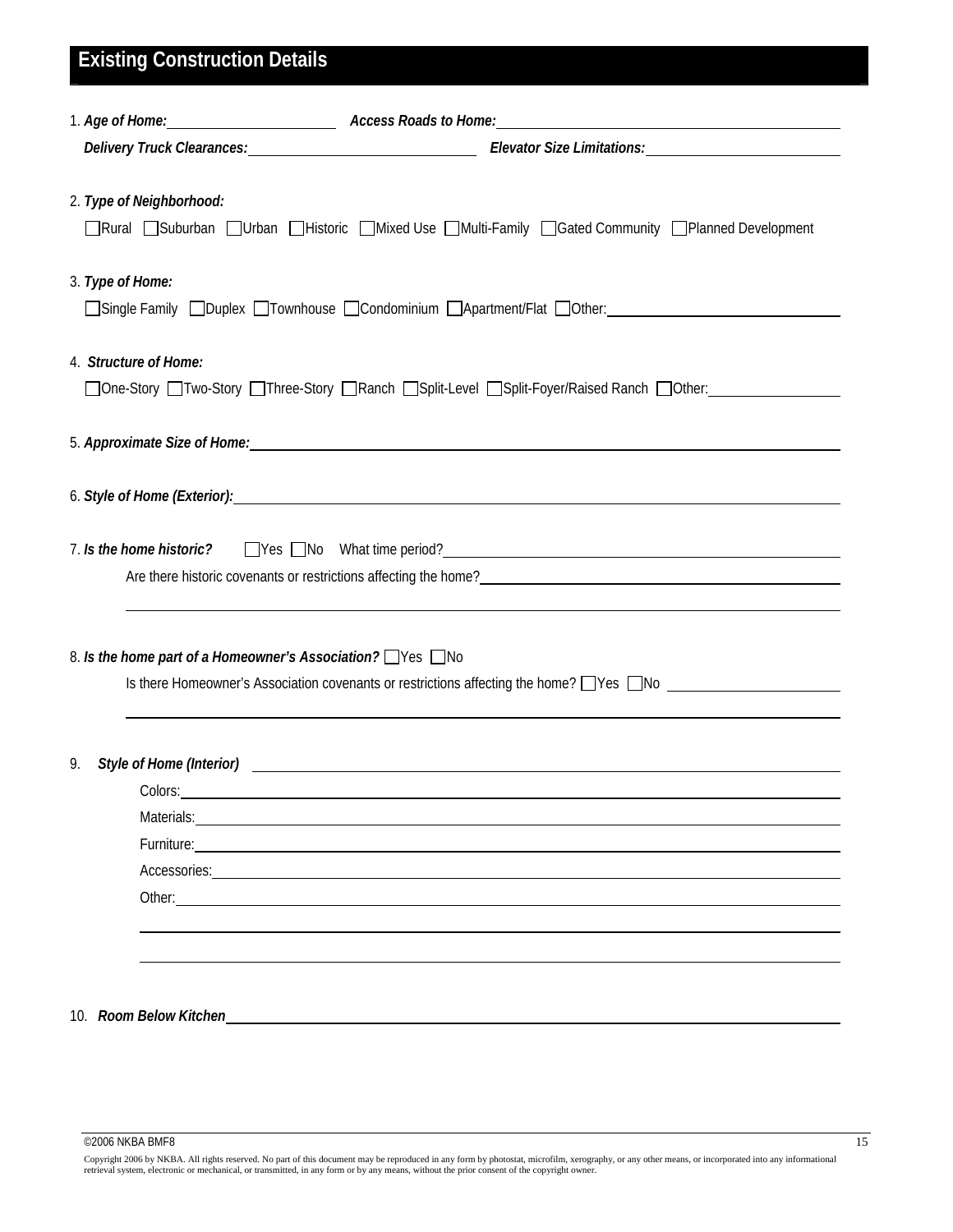# Existing Construction Details

1. ***Age of Home:*** ____________ ***Access Roads to Home:*** ____________

   ***Delivery Truck Clearances:*** ____________ ***Elevator Size Limitations:*** ____________

2. ***Type of Neighborhood:***

   ☐ Rural ☐ Suburban ☐ Urban ☐ Historic ☐ Mixed Use ☐ Multi-Family ☐ Gated Community ☐ Planned Development

3. ***Type of Home:***

   ☐ Single Family ☐ Duplex ☐ Townhouse ☐ Condominium ☐ Apartment/Flat ☐ Other: ____________

4. ***Structure of Home:***

   ☐ One-Story ☐ Two-Story ☐ Three-Story ☐ Ranch ☐ Split-Level ☐ Split-Foyer/Raised Ranch ☐ Other: ____________

5. ***Approximate Size of Home:*** ____________

6. ***Style of Home (Exterior):*** ____________

7. ***Is the home historic?*** ☐ Yes ☐ No What time period? ____________

   Are there historic covenants or restrictions affecting the home? ____________

   ____________

8. ***Is the home part of a Homeowner's Association?*** ☐ Yes ☐ No

   Is there Homeowner's Association covenants or restrictions affecting the home? ☐ Yes ☐ No ____________

   ____________

9. ***Style of Home (Interior)*** ____________

   Colors: ____________

   Materials: ____________

   Furniture: ____________

   Accessories: ____________

   Other: ____________

   ____________

   ____________

10. ***Room Below Kitchen*** ____________

©2006 NKBA BMF8

Copyright 2006 by NKBA. All rights reserved. No part of this document may be reproduced in any form by photostat, microfilm, xerography, or any other means, or incorporated into any informational retrieval system, electronic or mechanical, or transmitted, in any form or by any means, without the prior consent of the copyright owner.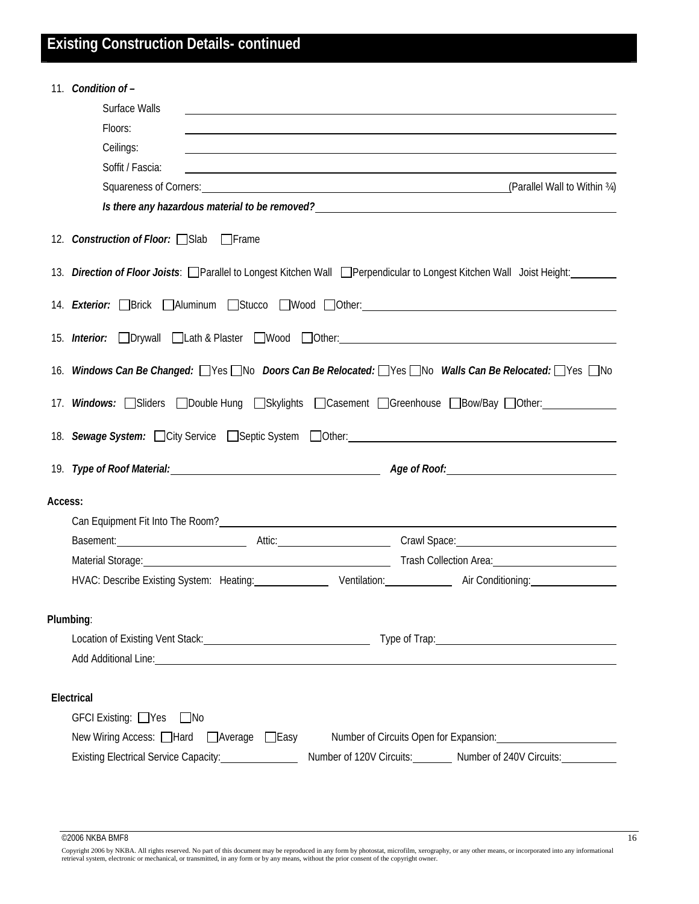## Existing Construction Details- continued

11. ***Condition of –***
    - Surface Walls ______________________________
    - Floors: ______________________________
    - Ceilings: ______________________________
    - Soffit / Fascia: ______________________________
    - Squareness of Corners: ______________________________ (Parallel Wall to Within ¾)
    - ***Is there any hazardous material to be removed?*** ______________________________

12. ***Construction of Floor:*** ☐ Slab ☐ Frame

13. ***Direction of Floor Joists***: ☐ Parallel to Longest Kitchen Wall ☐ Perpendicular to Longest Kitchen Wall Joist Height: ________

14. ***Exterior:*** ☐ Brick ☐ Aluminum ☐ Stucco ☐ Wood ☐ Other: ______________________________

15. ***Interior:*** ☐ Drywall ☐ Lath & Plaster ☐ Wood ☐ Other: ______________________________

16. ***Windows Can Be Changed:*** ☐ Yes ☐ No ***Doors Can Be Relocated:*** ☐ Yes ☐ No ***Walls Can Be Relocated:*** ☐ Yes ☐ No

17. ***Windows:*** ☐ Sliders ☐ Double Hung ☐ Skylights ☐ Casement ☐ Greenhouse ☐ Bow/Bay ☐ Other: ____________

18. ***Sewage System:*** ☐ City Service ☐ Septic System ☐ Other: ______________________________

19. ***Type of Roof Material:*** ______________________ ***Age of Roof:*** ______________________

**Access:**

Can Equipment Fit Into The Room? ______________________________

Basement: ______________ Attic: ______________ Crawl Space: ______________

Material Storage: ______________________ Trash Collection Area: ______________

HVAC: Describe Existing System: Heating: ____________ Ventilation: ____________ Air Conditioning: ____________

**Plumbing**:

Location of Existing Vent Stack: ______________________ Type of Trap: ______________________

Add Additional Line: ______________________________

**Electrical**

GFCI Existing: ☐ Yes ☐ No

New Wiring Access: ☐ Hard ☐ Average ☐ Easy Number of Circuits Open for Expansion: ______________

Existing Electrical Service Capacity: ____________ Number of 120V Circuits: ________ Number of 240V Circuits: ________

©2006 NKBA BMF8

Copyright 2006 by NKBA. All rights reserved. No part of this document may be reproduced in any form by photostat, microfilm, xerography, or any other means, or incorporated into any informational retrieval system, electronic or mechanical, or transmitted, in any form or by any means, without the prior consent of the copyright owner.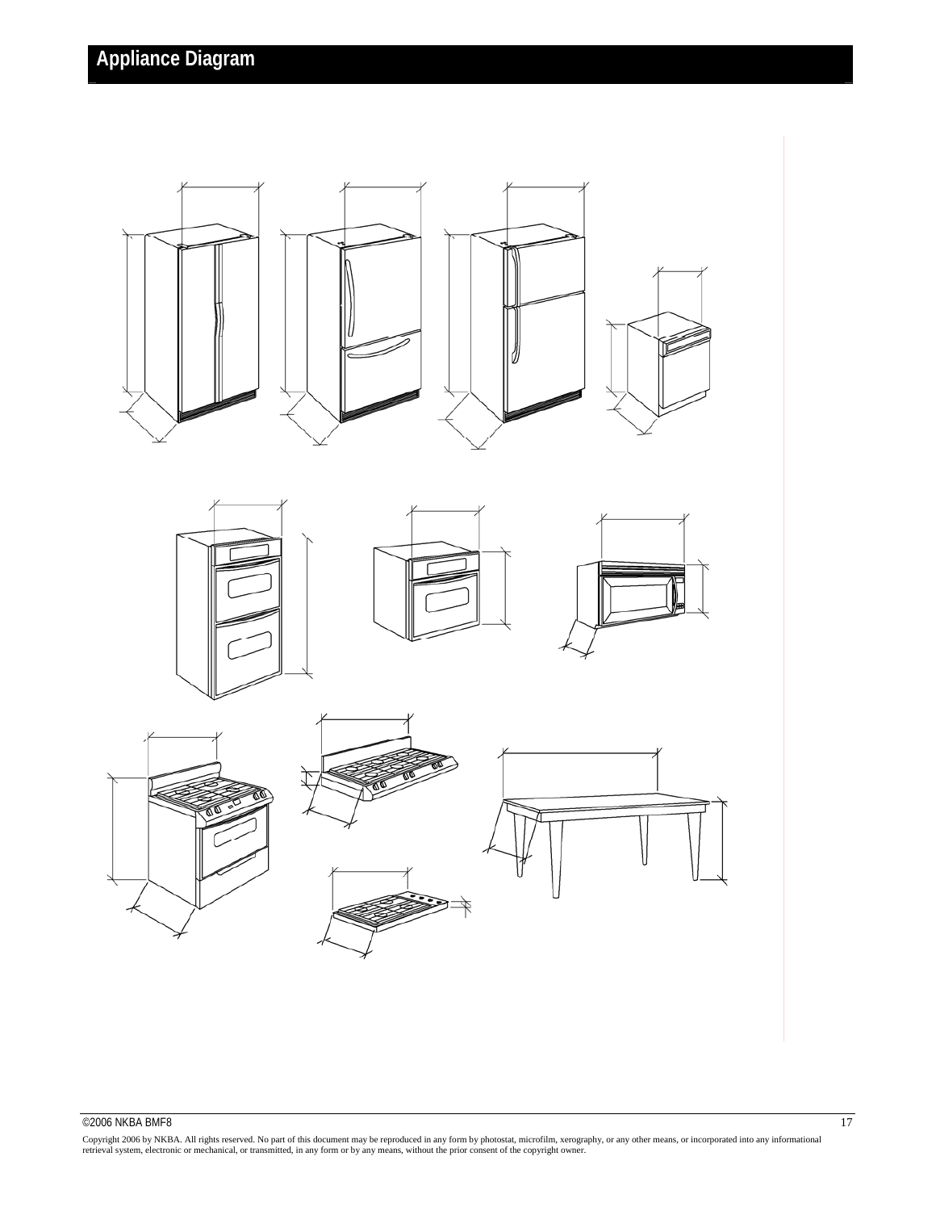# Appliance Diagram

Copyright 2006 by NKBA. All rights reserved. No part of this document may be reproduced in any form by photostat, microfilm, xerography, or any other means, or incorporated into any informational retrieval system, electronic or mechanical, or transmitted, in any form or by any means, without the prior consent of the copyright owner.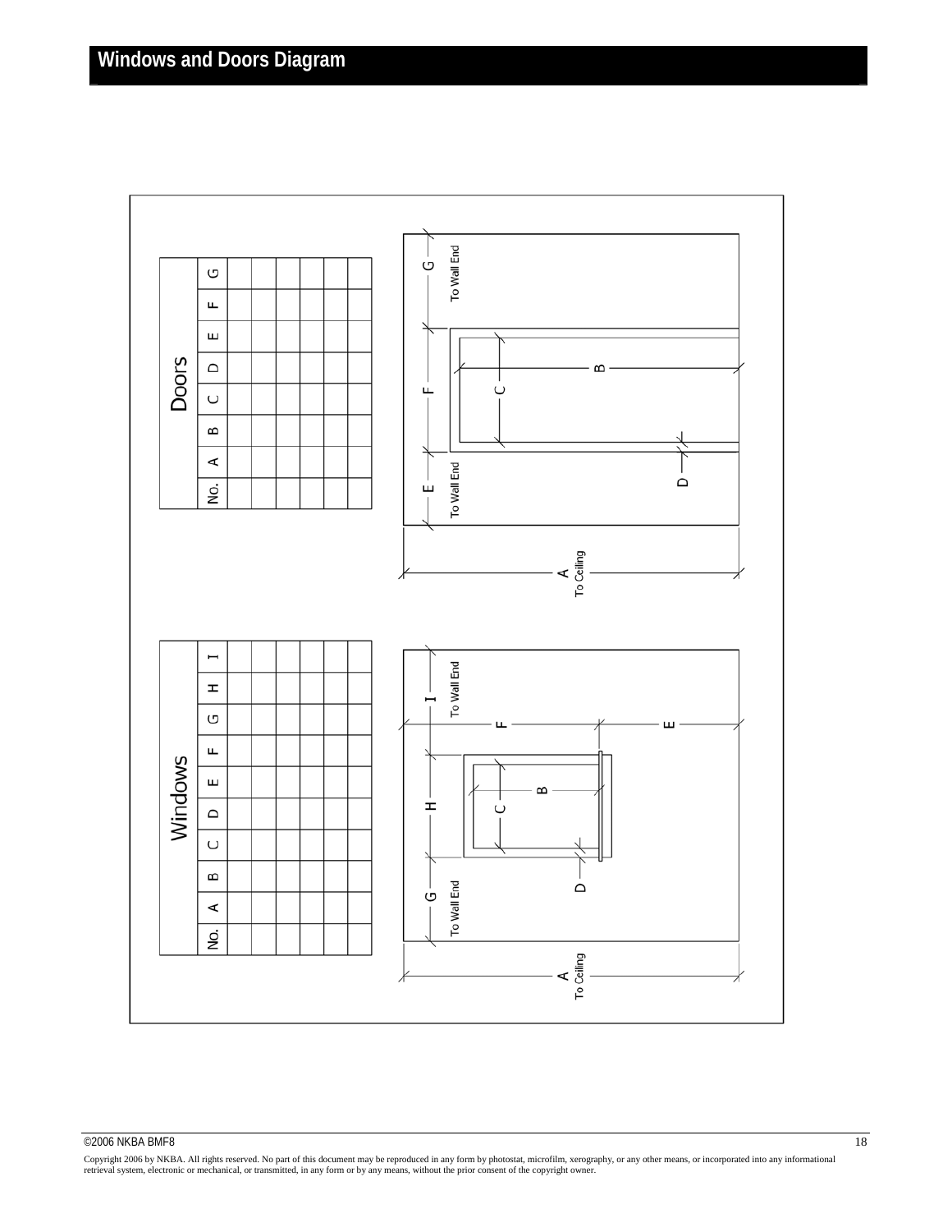# Windows and Doors Diagram

## Windows

| No. | A | B | C | D | E | F | G | H | I |
|---|---|---|---|---|---|---|---|---|---|
| | | | | | | | | | |
| | | | | | | | | | |
| | | | | | | | | | |
| | | | | | | | | | |
| | | | | | | | | | |
| | | | | | | | | | |

A To Ceiling

G To Wall End

I To Wall End

## Doors

| No. | A | B | C | D | E | F | G |
|---|---|---|---|---|---|---|---|
| | | | | | | | |
| | | | | | | | |
| | | | | | | | |
| | | | | | | | |
| | | | | | | | |
| | | | | | | | |

A To Ceiling

E To Wall End

G To Wall End

Copyright 2006 by NKBA. All rights reserved. No part of this document may be reproduced in any form by photostat, microfilm, xerography, or any other means, or incorporated into any informational retrieval system, electronic or mechanical, or transmitted, in any form or by any means, without the prior consent of the copyright owner.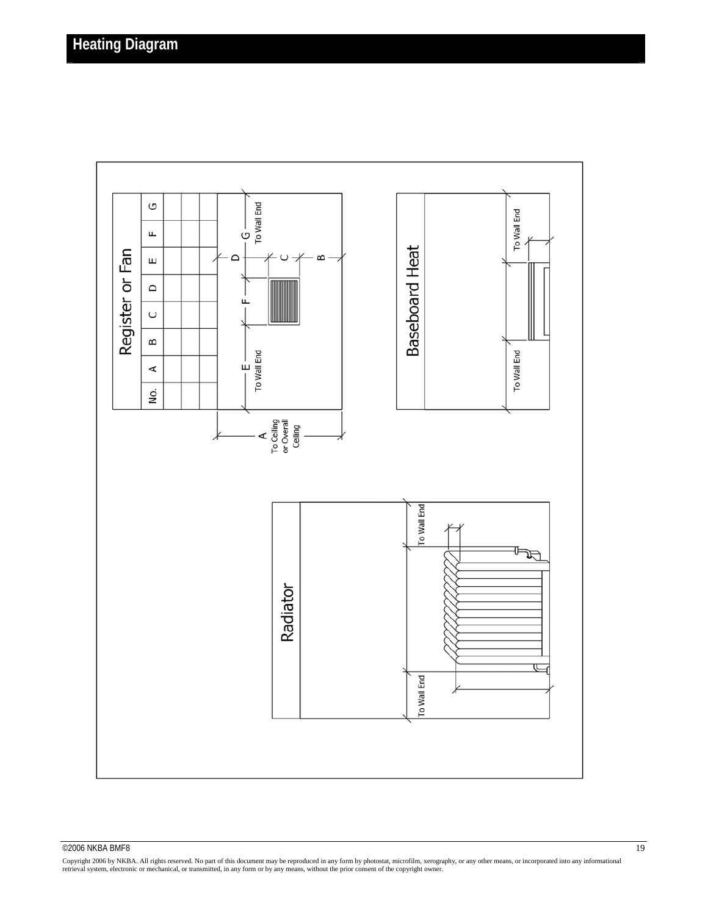# Heating Diagram

Register or Fan

| No. | A | B | C | D | E | F | G |
|---|---|---|---|---|---|---|---|
| | | | | | | | |
| | | | | | | | |
| | | | | | | | |

A To Ceiling or Overall Ceiling

B

C

D

E To Wall End

F

G To Wall End

Baseboard Heat

To Wall End

To Wall End

Radiator

To Wall End

To Wall End

©2006 NKBA BMF8

Copyright 2006 by NKBA. All rights reserved. No part of this document may be reproduced in any form by photostat, microfilm, xerography, or any other means, or incorporated into any informational retrieval system, electronic or mechanical, or transmitted, in any form or by any means, without the prior consent of the copyright owner.